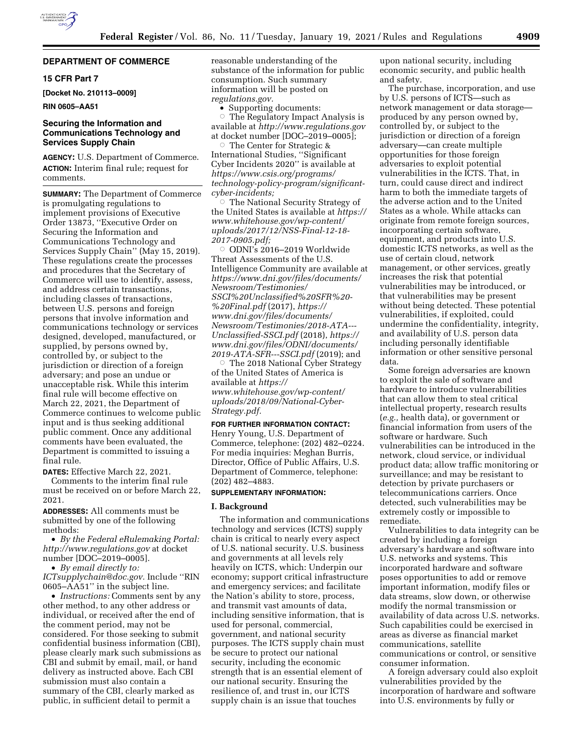## DEPARTMENT OF COMMERCE

### 15 CFR Part 7

**[Docket No. 210113–0009]**

**RIN 0605–AA51**

### Securing the Information and Communications Technology and Services Supply Chain

**AGENCY:** U.S. Department of Commerce.

**ACTION:** Interim final rule; request for comments.

**SUMMARY:** The Department of Commerce is promulgating regulations to implement provisions of Executive Order 13873, ''Executive Order on Securing the Information and Communications Technology and Services Supply Chain'' (May 15, 2019). These regulations create the processes and procedures that the Secretary of Commerce will use to identify, assess, and address certain transactions, including classes of transactions, between U.S. persons and foreign persons that involve information and communications technology or services designed, developed, manufactured, or supplied, by persons owned by, controlled by, or subject to the jurisdiction or direction of a foreign adversary; and pose an undue or unacceptable risk. While this interim final rule will become effective on March 22, 2021, the Department of Commerce continues to welcome public input and is thus seeking additional public comment. Once any additional comments have been evaluated, the Department is committed to issuing a final rule.

**DATES:** Effective March 22, 2021.

Comments to the interim final rule must be received on or before March 22, 2021.

**ADDRESSES:** All comments must be submitted by one of the following methods:

- *By the Federal eRulemaking Portal: http://www.regulations.gov* at docket number [DOC–2019–0005].
- *By email directly to: ICTsupplychain@doc.gov.* Include ''RIN 0605–AA51'' in the subject line.
- *Instructions:* Comments sent by any other method, to any other address or individual, or received after the end of the comment period, may not be considered. For those seeking to submit confidential business information (CBI), please clearly mark such submissions as CBI and submit by email, mail, or hand delivery as instructed above. Each CBI submission must also contain a summary of the CBI, clearly marked as public, in sufficient detail to permit a reasonable understanding of the substance of the information for public consumption. Such summary information will be posted on *regulations.gov.*
- Supporting documents:
  - The Regulatory Impact Analysis is available at *http://www.regulations.gov* at docket number [DOC–2019–0005];
  - The Center for Strategic & International Studies, ''Significant Cyber Incidents 2020'' is available at *https://www.csis.org/programs/technology-policy-program/significant-cyber-incidents;*
  - The National Security Strategy of the United States is available at *https://www.whitehouse.gov/wp-content/uploads/2017/12/NSS-Final-12-18-2017-0905.pdf;*
  - ODNI's 2016–2019 Worldwide Threat Assessments of the U.S. Intelligence Community are available at *https://www.dni.gov/files/documents/Newsroom/Testimonies/SSCI%20Unclassified%20SFR%20-%20Final.pdf* (2017), *https://www.dni.gov/files/documents/Newsroom/Testimonies/2018-ATA---Unclassified-SSCI.pdf* (2018), *https://www.dni.gov/files/ODNI/documents/2019-ATA-SFR---SSCI.pdf* (2019); and
  - The 2018 National Cyber Strategy of the United States of America is available at *https://www.whitehouse.gov/wp-content/uploads/2018/09/National-Cyber-Strategy.pdf.*

**FOR FURTHER INFORMATION CONTACT:** Henry Young, U.S. Department of Commerce, telephone: (202) 482–0224. For media inquiries: Meghan Burris, Director, Office of Public Affairs, U.S. Department of Commerce, telephone: (202) 482–4883.

**SUPPLEMENTARY INFORMATION:**

## I. Background

The information and communications technology and services (ICTS) supply chain is critical to nearly every aspect of U.S. national security. U.S. business and governments at all levels rely heavily on ICTS, which: Underpin our economy; support critical infrastructure and emergency services; and facilitate the Nation's ability to store, process, and transmit vast amounts of data, including sensitive information, that is used for personal, commercial, government, and national security purposes. The ICTS supply chain must be secure to protect our national security, including the economic strength that is an essential element of our national security. Ensuring the resilience of, and trust in, our ICTS supply chain is an issue that touches upon national security, including economic security, and public health and safety.

The purchase, incorporation, and use by U.S. persons of ICTS—such as network management or data storage—produced by any person owned by, controlled by, or subject to the jurisdiction or direction of a foreign adversary—can create multiple opportunities for those foreign adversaries to exploit potential vulnerabilities in the ICTS. That, in turn, could cause direct and indirect harm to both the immediate targets of the adverse action and to the United States as a whole. While attacks can originate from remote foreign sources, incorporating certain software, equipment, and products into U.S. domestic ICTS networks, as well as the use of certain cloud, network management, or other services, greatly increases the risk that potential vulnerabilities may be introduced, or that vulnerabilities may be present without being detected. These potential vulnerabilities, if exploited, could undermine the confidentiality, integrity, and availability of U.S. person data including personally identifiable information or other sensitive personal data.

Some foreign adversaries are known to exploit the sale of software and hardware to introduce vulnerabilities that can allow them to steal critical intellectual property, research results (*e.g.,* health data), or government or financial information from users of the software or hardware. Such vulnerabilities can be introduced in the network, cloud service, or individual product data; allow traffic monitoring or surveillance; and may be resistant to detection by private purchasers or telecommunications carriers. Once detected, such vulnerabilities may be extremely costly or impossible to remediate.

Vulnerabilities to data integrity can be created by including a foreign adversary's hardware and software into U.S. networks and systems. This incorporated hardware and software poses opportunities to add or remove important information, modify files or data streams, slow down, or otherwise modify the normal transmission or availability of data across U.S. networks. Such capabilities could be exercised in areas as diverse as financial market communications, satellite communications or control, or sensitive consumer information.

A foreign adversary could also exploit vulnerabilities provided by the incorporation of hardware and software into U.S. environments by fully or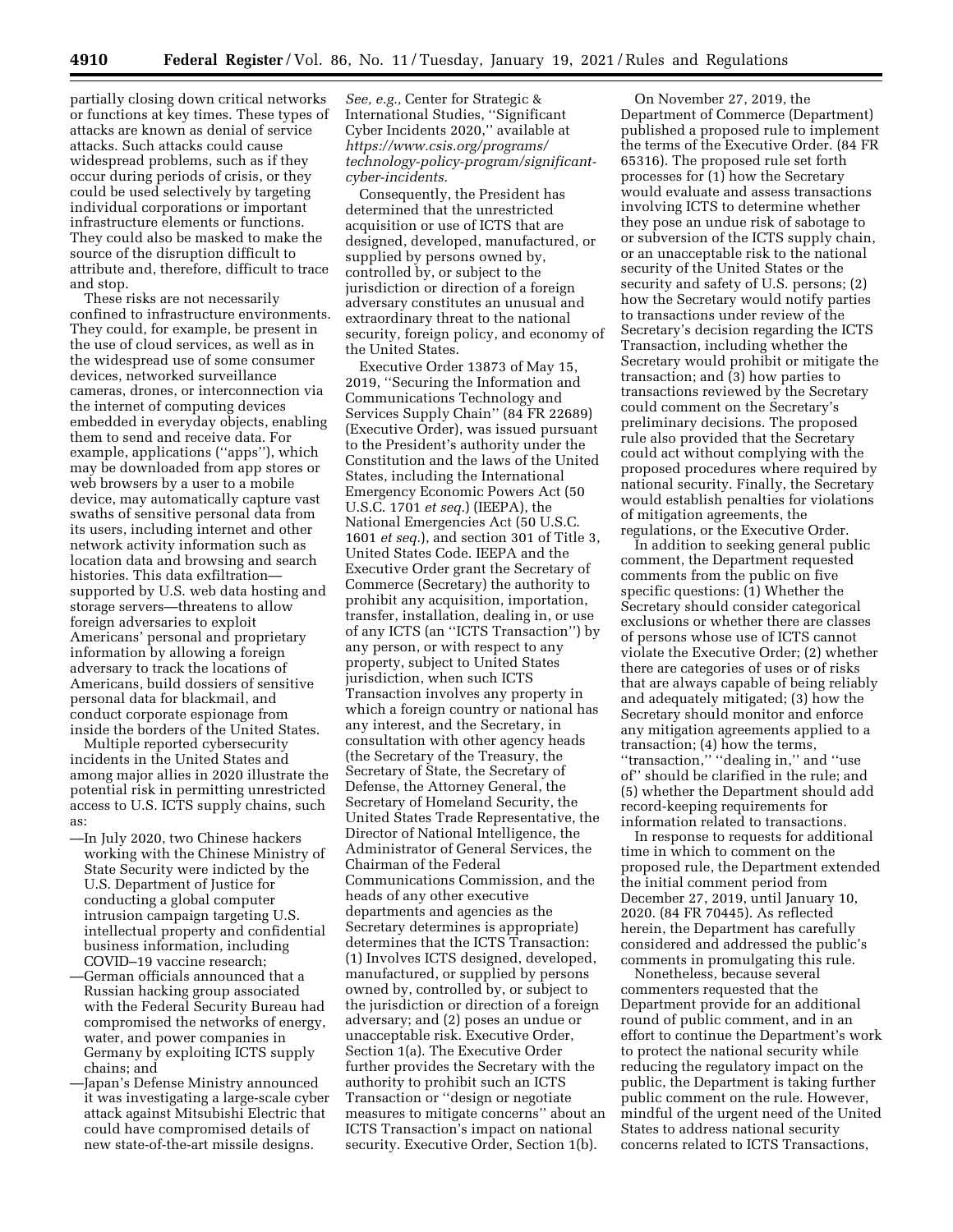partially closing down critical networks or functions at key times. These types of attacks are known as denial of service attacks. Such attacks could cause widespread problems, such as if they occur during periods of crisis, or they could be used selectively by targeting individual corporations or important infrastructure elements or functions. They could also be masked to make the source of the disruption difficult to attribute and, therefore, difficult to trace and stop.

These risks are not necessarily confined to infrastructure environments. They could, for example, be present in the use of cloud services, as well as in the widespread use of some consumer devices, networked surveillance cameras, drones, or interconnection via the internet of computing devices embedded in everyday objects, enabling them to send and receive data. For example, applications (''apps''), which may be downloaded from app stores or web browsers by a user to a mobile device, may automatically capture vast swaths of sensitive personal data from its users, including internet and other network activity information such as location data and browsing and search histories. This data exfiltration—supported by U.S. web data hosting and storage servers—threatens to allow foreign adversaries to exploit Americans' personal and proprietary information by allowing a foreign adversary to track the locations of Americans, build dossiers of sensitive personal data for blackmail, and conduct corporate espionage from inside the borders of the United States.

Multiple reported cybersecurity incidents in the United States and among major allies in 2020 illustrate the potential risk in permitting unrestricted access to U.S. ICTS supply chains, such as:

—In July 2020, two Chinese hackers working with the Chinese Ministry of State Security were indicted by the U.S. Department of Justice for conducting a global computer intrusion campaign targeting U.S. intellectual property and confidential business information, including COVID–19 vaccine research;

—German officials announced that a Russian hacking group associated with the Federal Security Bureau had compromised the networks of energy, water, and power companies in Germany by exploiting ICTS supply chains; and

—Japan's Defense Ministry announced it was investigating a large-scale cyber attack against Mitsubishi Electric that could have compromised details of new state-of-the-art missile designs.

*See, e.g.,* Center for Strategic & International Studies, ''Significant Cyber Incidents 2020,'' available at *https://www.csis.org/programs/technology-policy-program/significant-cyber-incidents.*

Consequently, the President has determined that the unrestricted acquisition or use of ICTS that are designed, developed, manufactured, or supplied by persons owned by, controlled by, or subject to the jurisdiction or direction of a foreign adversary constitutes an unusual and extraordinary threat to the national security, foreign policy, and economy of the United States.

Executive Order 13873 of May 15, 2019, ''Securing the Information and Communications Technology and Services Supply Chain'' (84 FR 22689) (Executive Order), was issued pursuant to the President's authority under the Constitution and the laws of the United States, including the International Emergency Economic Powers Act (50 U.S.C. 1701 *et seq.*) (IEEPA), the National Emergencies Act (50 U.S.C. 1601 *et seq.*), and section 301 of Title 3, United States Code. IEEPA and the Executive Order grant the Secretary of Commerce (Secretary) the authority to prohibit any acquisition, importation, transfer, installation, dealing in, or use of any ICTS (an ''ICTS Transaction'') by any person, or with respect to any property, subject to United States jurisdiction, when such ICTS Transaction involves any property in which a foreign country or national has any interest, and the Secretary, in consultation with other agency heads (the Secretary of the Treasury, the Secretary of State, the Secretary of Defense, the Attorney General, the Secretary of Homeland Security, the United States Trade Representative, the Director of National Intelligence, the Administrator of General Services, the Chairman of the Federal Communications Commission, and the heads of any other executive departments and agencies as the Secretary determines is appropriate) determines that the ICTS Transaction: (1) Involves ICTS designed, developed, manufactured, or supplied by persons owned by, controlled by, or subject to the jurisdiction or direction of a foreign adversary; and (2) poses an undue or unacceptable risk. Executive Order, Section 1(a). The Executive Order further provides the Secretary with the authority to prohibit such an ICTS Transaction or ''design or negotiate measures to mitigate concerns'' about an ICTS Transaction's impact on national security. Executive Order, Section 1(b).

On November 27, 2019, the Department of Commerce (Department) published a proposed rule to implement the terms of the Executive Order. (84 FR 65316). The proposed rule set forth processes for (1) how the Secretary would evaluate and assess transactions involving ICTS to determine whether they pose an undue risk of sabotage to or subversion of the ICTS supply chain, or an unacceptable risk to the national security of the United States or the security and safety of U.S. persons; (2) how the Secretary would notify parties to transactions under review of the Secretary's decision regarding the ICTS Transaction, including whether the Secretary would prohibit or mitigate the transaction; and (3) how parties to transactions reviewed by the Secretary could comment on the Secretary's preliminary decisions. The proposed rule also provided that the Secretary could act without complying with the proposed procedures where required by national security. Finally, the Secretary would establish penalties for violations of mitigation agreements, the regulations, or the Executive Order.

In addition to seeking general public comment, the Department requested comments from the public on five specific questions: (1) Whether the Secretary should consider categorical exclusions or whether there are classes of persons whose use of ICTS cannot violate the Executive Order; (2) whether there are categories of uses or of risks that are always capable of being reliably and adequately mitigated; (3) how the Secretary should monitor and enforce any mitigation agreements applied to a transaction; (4) how the terms, ''transaction,'' ''dealing in,'' and ''use of'' should be clarified in the rule; and (5) whether the Department should add record-keeping requirements for information related to transactions.

In response to requests for additional time in which to comment on the proposed rule, the Department extended the initial comment period from December 27, 2019, until January 10, 2020. (84 FR 70445). As reflected herein, the Department has carefully considered and addressed the public's comments in promulgating this rule.

Nonetheless, because several commenters requested that the Department provide for an additional round of public comment, and in an effort to continue the Department's work to protect the national security while reducing the regulatory impact on the public, the Department is taking further public comment on the rule. However, mindful of the urgent need of the United States to address national security concerns related to ICTS Transactions,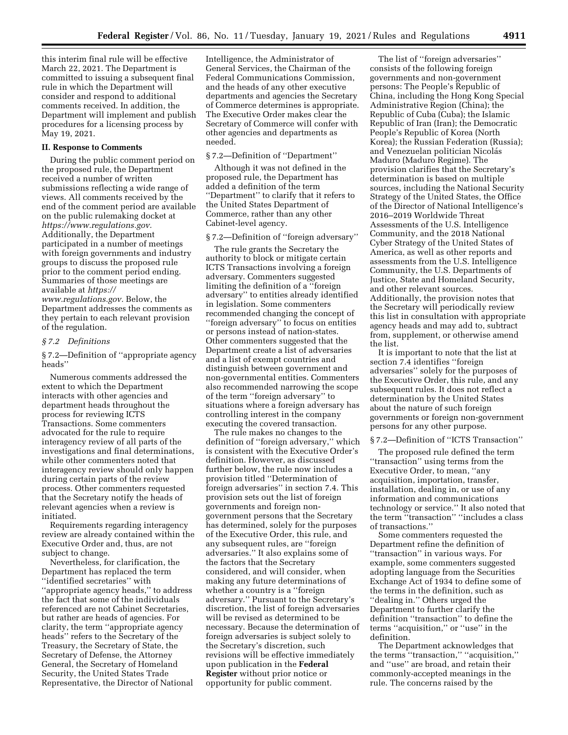this interim final rule will be effective March 22, 2021. The Department is committed to issuing a subsequent final rule in which the Department will consider and respond to additional comments received. In addition, the Department will implement and publish procedures for a licensing process by May 19, 2021.

## II. Response to Comments

During the public comment period on the proposed rule, the Department received a number of written submissions reflecting a wide range of views. All comments received by the end of the comment period are available on the public rulemaking docket at *https://www.regulations.gov.* Additionally, the Department participated in a number of meetings with foreign governments and industry groups to discuss the proposed rule prior to the comment period ending. Summaries of those meetings are available at *https://www.regulations.gov.* Below, the Department addresses the comments as they pertain to each relevant provision of the regulation.

### *§ 7.2 Definitions*

§ 7.2—Definition of ''appropriate agency heads''

Numerous comments addressed the extent to which the Department interacts with other agencies and department heads throughout the process for reviewing ICTS Transactions. Some commenters advocated for the rule to require interagency review of all parts of the investigations and final determinations, while other commenters noted that interagency review should only happen during certain parts of the review process. Other commenters requested that the Secretary notify the heads of relevant agencies when a review is initiated.

Requirements regarding interagency review are already contained within the Executive Order and, thus, are not subject to change.

Nevertheless, for clarification, the Department has replaced the term ''identified secretaries'' with ''appropriate agency heads,'' to address the fact that some of the individuals referenced are not Cabinet Secretaries, but rather are heads of agencies. For clarity, the term ''appropriate agency heads'' refers to the Secretary of the Treasury, the Secretary of State, the Secretary of Defense, the Attorney General, the Secretary of Homeland Security, the United States Trade Representative, the Director of National Intelligence, the Administrator of General Services, the Chairman of the Federal Communications Commission, and the heads of any other executive departments and agencies the Secretary of Commerce determines is appropriate. The Executive Order makes clear the Secretary of Commerce will confer with other agencies and departments as needed.

§ 7.2—Definition of ''Department''

Although it was not defined in the proposed rule, the Department has added a definition of the term ''Department'' to clarify that it refers to the United States Department of Commerce, rather than any other Cabinet-level agency.

§ 7.2—Definition of ''foreign adversary''

The rule grants the Secretary the authority to block or mitigate certain ICTS Transactions involving a foreign adversary. Commenters suggested limiting the definition of a ''foreign adversary'' to entities already identified in legislation. Some commenters recommended changing the concept of ''foreign adversary'' to focus on entities or persons instead of nation-states. Other commenters suggested that the Department create a list of adversaries and a list of exempt countries and distinguish between government and non-governmental entities. Commenters also recommended narrowing the scope of the term ''foreign adversary'' to situations where a foreign adversary has controlling interest in the company executing the covered transaction.

The rule makes no changes to the definition of ''foreign adversary,'' which is consistent with the Executive Order's definition. However, as discussed further below, the rule now includes a provision titled ''Determination of foreign adversaries'' in section 7.4. This provision sets out the list of foreign governments and foreign non-government persons that the Secretary has determined, solely for the purposes of the Executive Order, this rule, and any subsequent rules, are ''foreign adversaries.'' It also explains some of the factors that the Secretary considered, and will consider, when making any future determinations of whether a country is a ''foreign adversary.'' Pursuant to the Secretary's discretion, the list of foreign adversaries will be revised as determined to be necessary. Because the determination of foreign adversaries is subject solely to the Secretary's discretion, such revisions will be effective immediately upon publication in the **Federal Register** without prior notice or opportunity for public comment.

The list of ''foreign adversaries'' consists of the following foreign governments and non-government persons: The People's Republic of China, including the Hong Kong Special Administrative Region (China); the Republic of Cuba (Cuba); the Islamic Republic of Iran (Iran); the Democratic People's Republic of Korea (North Korea); the Russian Federation (Russia); and Venezuelan politician Nicolás Maduro (Maduro Regime). The provision clarifies that the Secretary's determination is based on multiple sources, including the National Security Strategy of the United States, the Office of the Director of National Intelligence's 2016–2019 Worldwide Threat Assessments of the U.S. Intelligence Community, and the 2018 National Cyber Strategy of the United States of America, as well as other reports and assessments from the U.S. Intelligence Community, the U.S. Departments of Justice, State and Homeland Security, and other relevant sources. Additionally, the provision notes that the Secretary will periodically review this list in consultation with appropriate agency heads and may add to, subtract from, supplement, or otherwise amend the list.

It is important to note that the list at section 7.4 identifies ''foreign adversaries'' solely for the purposes of the Executive Order, this rule, and any subsequent rules. It does not reflect a determination by the United States about the nature of such foreign governments or foreign non-government persons for any other purpose.

§ 7.2—Definition of ''ICTS Transaction''

The proposed rule defined the term ''transaction'' using terms from the Executive Order, to mean, ''any acquisition, importation, transfer, installation, dealing in, or use of any information and communications technology or service.'' It also noted that the term ''transaction'' ''includes a class of transactions.''

Some commenters requested the Department refine the definition of ''transaction'' in various ways. For example, some commenters suggested adopting language from the Securities Exchange Act of 1934 to define some of the terms in the definition, such as ''dealing in.'' Others urged the Department to further clarify the definition ''transaction'' to define the terms ''acquisition,'' or ''use'' in the definition.

The Department acknowledges that the terms ''transaction,'' ''acquisition,'' and ''use'' are broad, and retain their commonly-accepted meanings in the rule. The concerns raised by the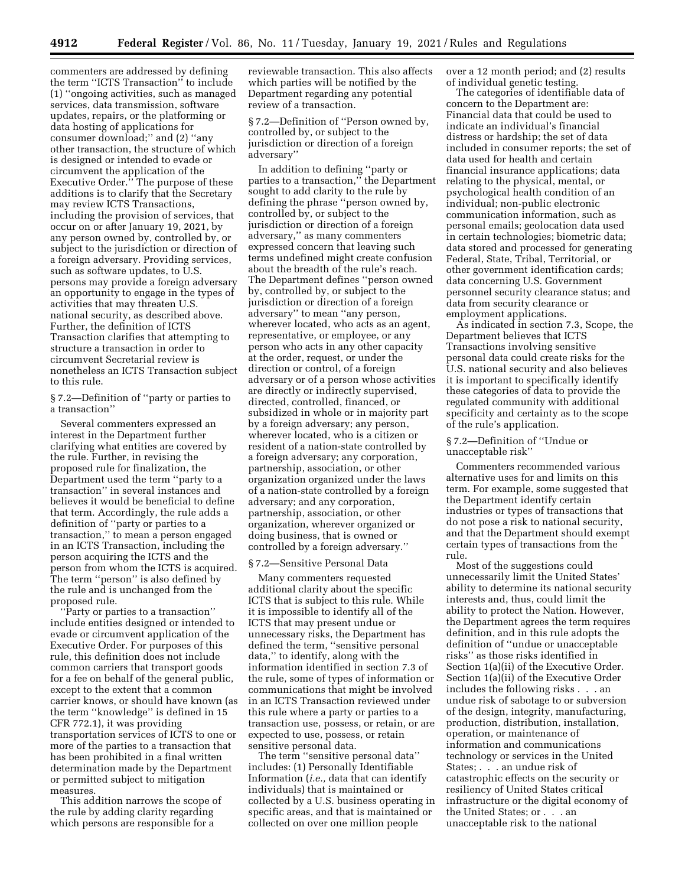commenters are addressed by defining the term ''ICTS Transaction'' to include (1) ''ongoing activities, such as managed services, data transmission, software updates, repairs, or the platforming or data hosting of applications for consumer download;'' and (2) ''any other transaction, the structure of which is designed or intended to evade or circumvent the application of the Executive Order.'' The purpose of these additions is to clarify that the Secretary may review ICTS Transactions, including the provision of services, that occur on or after January 19, 2021, by any person owned by, controlled by, or subject to the jurisdiction or direction of a foreign adversary. Providing services, such as software updates, to U.S. persons may provide a foreign adversary an opportunity to engage in the types of activities that may threaten U.S. national security, as described above. Further, the definition of ICTS Transaction clarifies that attempting to structure a transaction in order to circumvent Secretarial review is nonetheless an ICTS Transaction subject to this rule.

### § 7.2—Definition of ''party or parties to a transaction''

Several commenters expressed an interest in the Department further clarifying what entities are covered by the rule. Further, in revising the proposed rule for finalization, the Department used the term ''party to a transaction'' in several instances and believes it would be beneficial to define that term. Accordingly, the rule adds a definition of ''party or parties to a transaction,'' to mean a person engaged in an ICTS Transaction, including the person acquiring the ICTS and the person from whom the ICTS is acquired. The term ''person'' is also defined by the rule and is unchanged from the proposed rule.

''Party or parties to a transaction'' include entities designed or intended to evade or circumvent application of the Executive Order. For purposes of this rule, this definition does not include common carriers that transport goods for a fee on behalf of the general public, except to the extent that a common carrier knows, or should have known (as the term ''knowledge'' is defined in 15 CFR 772.1), it was providing transportation services of ICTS to one or more of the parties to a transaction that has been prohibited in a final written determination made by the Department or permitted subject to mitigation measures.

This addition narrows the scope of the rule by adding clarity regarding which persons are responsible for a reviewable transaction. This also affects which parties will be notified by the Department regarding any potential review of a transaction.

### § 7.2—Definition of ''Person owned by, controlled by, or subject to the jurisdiction or direction of a foreign adversary''

In addition to defining ''party or parties to a transaction,'' the Department sought to add clarity to the rule by defining the phrase ''person owned by, controlled by, or subject to the jurisdiction or direction of a foreign adversary,'' as many commenters expressed concern that leaving such terms undefined might create confusion about the breadth of the rule's reach. The Department defines ''person owned by, controlled by, or subject to the jurisdiction or direction of a foreign adversary'' to mean ''any person, wherever located, who acts as an agent, representative, or employee, or any person who acts in any other capacity at the order, request, or under the direction or control, of a foreign adversary or of a person whose activities are directly or indirectly supervised, directed, controlled, financed, or subsidized in whole or in majority part by a foreign adversary; any person, wherever located, who is a citizen or resident of a nation-state controlled by a foreign adversary; any corporation, partnership, association, or other organization organized under the laws of a nation-state controlled by a foreign adversary; and any corporation, partnership, association, or other organization, wherever organized or doing business, that is owned or controlled by a foreign adversary.''

### § 7.2—Sensitive Personal Data

Many commenters requested additional clarity about the specific ICTS that is subject to this rule. While it is impossible to identify all of the ICTS that may present undue or unnecessary risks, the Department has defined the term, ''sensitive personal data,'' to identify, along with the information identified in section 7.3 of the rule, some of types of information or communications that might be involved in an ICTS Transaction reviewed under this rule where a party or parties to a transaction use, possess, or retain, or are expected to use, possess, or retain sensitive personal data.

The term ''sensitive personal data'' includes: (1) Personally Identifiable Information (*i.e.,* data that can identify individuals) that is maintained or collected by a U.S. business operating in specific areas, and that is maintained or collected on over one million people over a 12 month period; and (2) results of individual genetic testing.

The categories of identifiable data of concern to the Department are: Financial data that could be used to indicate an individual's financial distress or hardship; the set of data included in consumer reports; the set of data used for health and certain financial insurance applications; data relating to the physical, mental, or psychological health condition of an individual; non-public electronic communication information, such as personal emails; geolocation data used in certain technologies; biometric data; data stored and processed for generating Federal, State, Tribal, Territorial, or other government identification cards; data concerning U.S. Government personnel security clearance status; and data from security clearance or employment applications.

As indicated in section 7.3, Scope, the Department believes that ICTS Transactions involving sensitive personal data could create risks for the U.S. national security and also believes it is important to specifically identify these categories of data to provide the regulated community with additional specificity and certainty as to the scope of the rule's application.

### § 7.2—Definition of ''Undue or unacceptable risk''

Commenters recommended various alternative uses for and limits on this term. For example, some suggested that the Department identify certain industries or types of transactions that do not pose a risk to national security, and that the Department should exempt certain types of transactions from the rule.

Most of the suggestions could unnecessarily limit the United States' ability to determine its national security interests and, thus, could limit the ability to protect the Nation. However, the Department agrees the term requires definition, and in this rule adopts the definition of ''undue or unacceptable risks'' as those risks identified in Section 1(a)(ii) of the Executive Order. Section 1(a)(ii) of the Executive Order includes the following risks . . . an undue risk of sabotage to or subversion of the design, integrity, manufacturing, production, distribution, installation, operation, or maintenance of information and communications technology or services in the United States; . . . an undue risk of catastrophic effects on the security or resiliency of United States critical infrastructure or the digital economy of the United States; or . . . an unacceptable risk to the national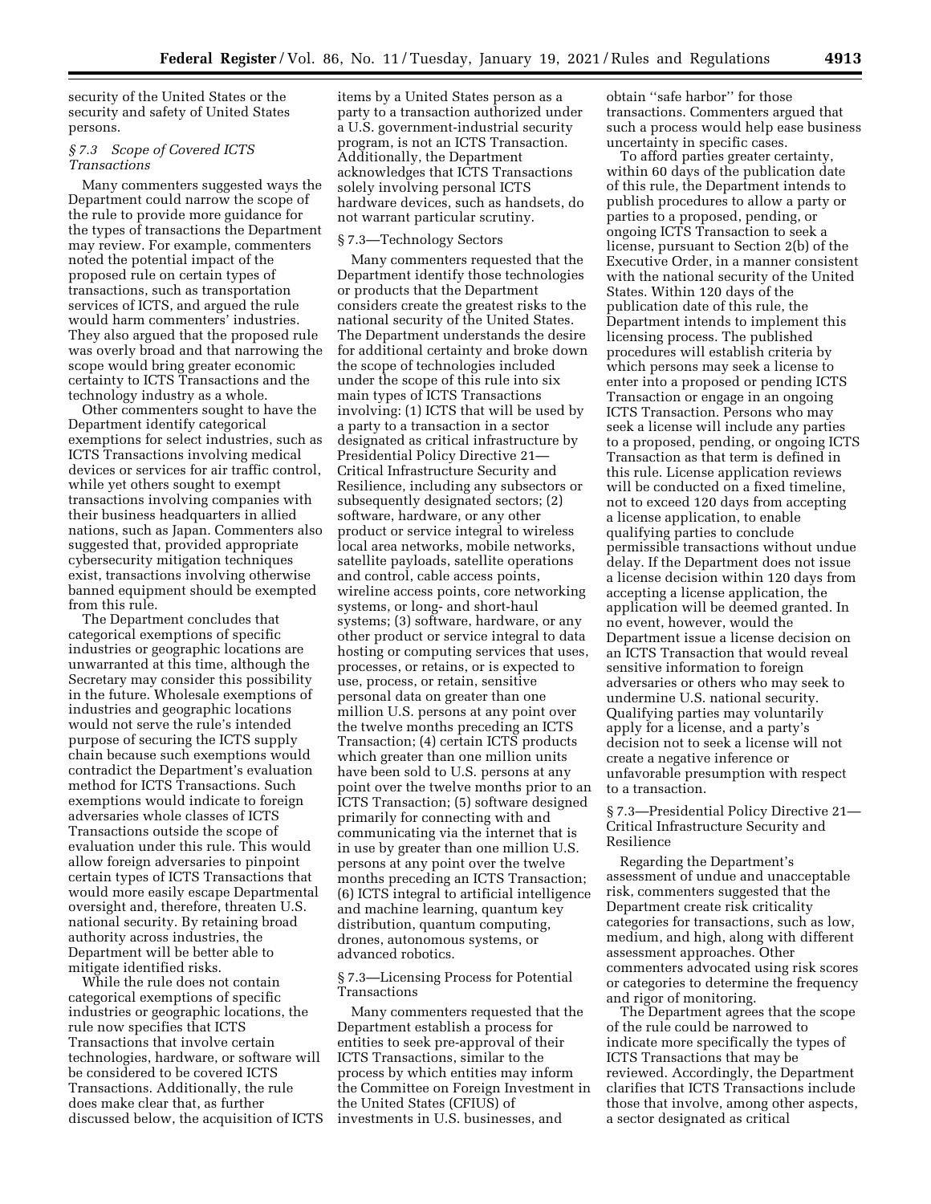security of the United States or the security and safety of United States persons.

### *§ 7.3 Scope of Covered ICTS Transactions*

Many commenters suggested ways the Department could narrow the scope of the rule to provide more guidance for the types of transactions the Department may review. For example, commenters noted the potential impact of the proposed rule on certain types of transactions, such as transportation services of ICTS, and argued the rule would harm commenters' industries. They also argued that the proposed rule was overly broad and that narrowing the scope would bring greater economic certainty to ICTS Transactions and the technology industry as a whole.

Other commenters sought to have the Department identify categorical exemptions for select industries, such as ICTS Transactions involving medical devices or services for air traffic control, while yet others sought to exempt transactions involving companies with their business headquarters in allied nations, such as Japan. Commenters also suggested that, provided appropriate cybersecurity mitigation techniques exist, transactions involving otherwise banned equipment should be exempted from this rule.

The Department concludes that categorical exemptions of specific industries or geographic locations are unwarranted at this time, although the Secretary may consider this possibility in the future. Wholesale exemptions of industries and geographic locations would not serve the rule's intended purpose of securing the ICTS supply chain because such exemptions would contradict the Department's evaluation method for ICTS Transactions. Such exemptions would indicate to foreign adversaries whole classes of ICTS Transactions outside the scope of evaluation under this rule. This would allow foreign adversaries to pinpoint certain types of ICTS Transactions that would more easily escape Departmental oversight and, therefore, threaten U.S. national security. By retaining broad authority across industries, the Department will be better able to mitigate identified risks.

While the rule does not contain categorical exemptions of specific industries or geographic locations, the rule now specifies that ICTS Transactions that involve certain technologies, hardware, or software will be considered to be covered ICTS Transactions. Additionally, the rule does make clear that, as further discussed below, the acquisition of ICTS items by a United States person as a party to a transaction authorized under a U.S. government-industrial security program, is not an ICTS Transaction. Additionally, the Department acknowledges that ICTS Transactions solely involving personal ICTS hardware devices, such as handsets, do not warrant particular scrutiny.

### § 7.3—Technology Sectors

Many commenters requested that the Department identify those technologies or products that the Department considers create the greatest risks to the national security of the United States. The Department understands the desire for additional certainty and broke down the scope of technologies included under the scope of this rule into six main types of ICTS Transactions involving: (1) ICTS that will be used by a party to a transaction in a sector designated as critical infrastructure by Presidential Policy Directive 21—Critical Infrastructure Security and Resilience, including any subsectors or subsequently designated sectors; (2) software, hardware, or any other product or service integral to wireless local area networks, mobile networks, satellite payloads, satellite operations and control, cable access points, wireline access points, core networking systems, or long- and short-haul systems; (3) software, hardware, or any other product or service integral to data hosting or computing services that uses, processes, or retains, or is expected to use, process, or retain, sensitive personal data on greater than one million U.S. persons at any point over the twelve months preceding an ICTS Transaction; (4) certain ICTS products which greater than one million units have been sold to U.S. persons at any point over the twelve months prior to an ICTS Transaction; (5) software designed primarily for connecting with and communicating via the internet that is in use by greater than one million U.S. persons at any point over the twelve months preceding an ICTS Transaction; (6) ICTS integral to artificial intelligence and machine learning, quantum key distribution, quantum computing, drones, autonomous systems, or advanced robotics.

### § 7.3—Licensing Process for Potential Transactions

Many commenters requested that the Department establish a process for entities to seek pre-approval of their ICTS Transactions, similar to the process by which entities may inform the Committee on Foreign Investment in the United States (CFIUS) of investments in U.S. businesses, and obtain ''safe harbor'' for those transactions. Commenters argued that such a process would help ease business uncertainty in specific cases.

To afford parties greater certainty, within 60 days of the publication date of this rule, the Department intends to publish procedures to allow a party or parties to a proposed, pending, or ongoing ICTS Transaction to seek a license, pursuant to Section 2(b) of the Executive Order, in a manner consistent with the national security of the United States. Within 120 days of the publication date of this rule, the Department intends to implement this licensing process. The published procedures will establish criteria by which persons may seek a license to enter into a proposed or pending ICTS Transaction or engage in an ongoing ICTS Transaction. Persons who may seek a license will include any parties to a proposed, pending, or ongoing ICTS Transaction as that term is defined in this rule. License application reviews will be conducted on a fixed timeline, not to exceed 120 days from accepting a license application, to enable qualifying parties to conclude permissible transactions without undue delay. If the Department does not issue a license decision within 120 days from accepting a license application, the application will be deemed granted. In no event, however, would the Department issue a license decision on an ICTS Transaction that would reveal sensitive information to foreign adversaries or others who may seek to undermine U.S. national security. Qualifying parties may voluntarily apply for a license, and a party's decision not to seek a license will not create a negative inference or unfavorable presumption with respect to a transaction.

### § 7.3—Presidential Policy Directive 21—Critical Infrastructure Security and Resilience

Regarding the Department's assessment of undue and unacceptable risk, commenters suggested that the Department create risk criticality categories for transactions, such as low, medium, and high, along with different assessment approaches. Other commenters advocated using risk scores or categories to determine the frequency and rigor of monitoring.

The Department agrees that the scope of the rule could be narrowed to indicate more specifically the types of ICTS Transactions that may be reviewed. Accordingly, the Department clarifies that ICTS Transactions include those that involve, among other aspects, a sector designated as critical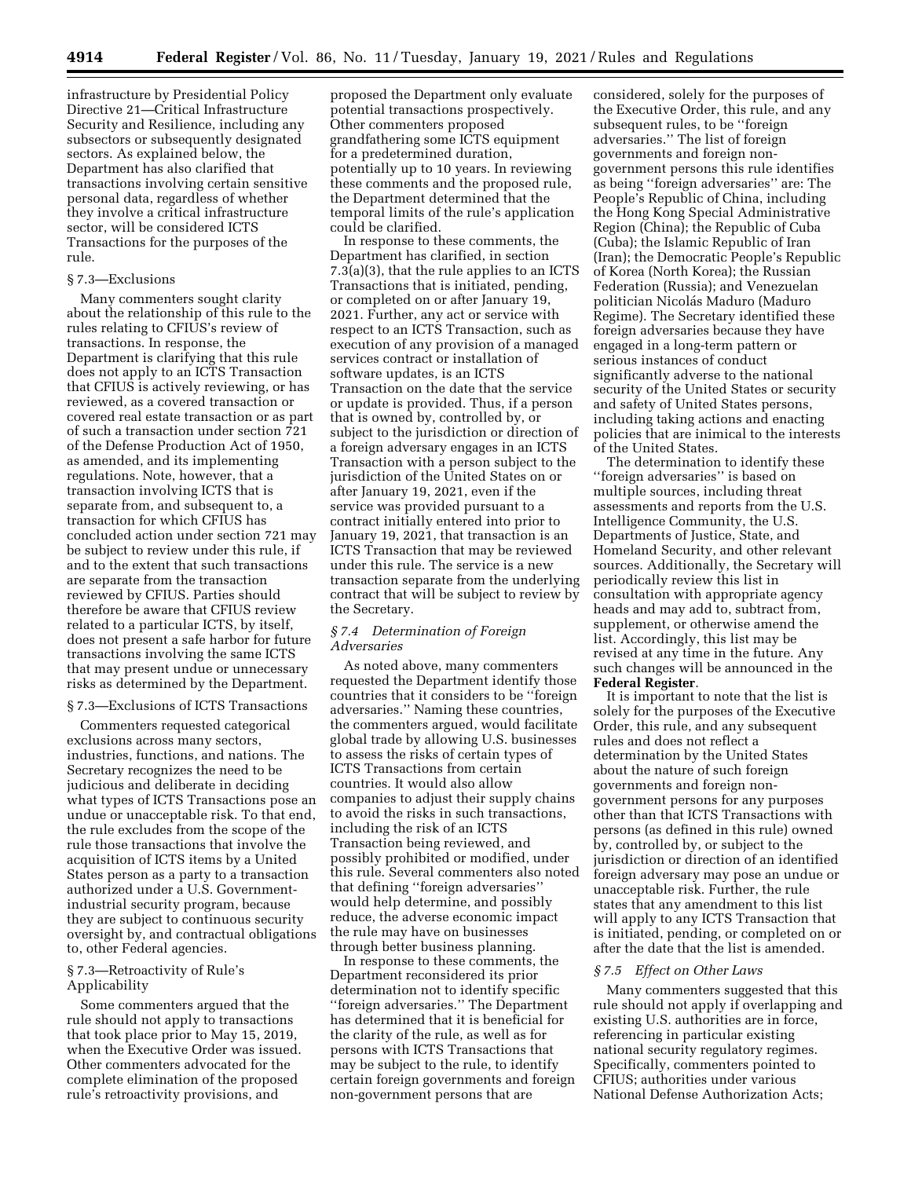infrastructure by Presidential Policy Directive 21—Critical Infrastructure Security and Resilience, including any subsectors or subsequently designated sectors. As explained below, the Department has also clarified that transactions involving certain sensitive personal data, regardless of whether they involve a critical infrastructure sector, will be considered ICTS Transactions for the purposes of the rule.

§ 7.3—Exclusions

Many commenters sought clarity about the relationship of this rule to the rules relating to CFIUS's review of transactions. In response, the Department is clarifying that this rule does not apply to an ICTS Transaction that CFIUS is actively reviewing, or has reviewed, as a covered transaction or covered real estate transaction or as part of such a transaction under section 721 of the Defense Production Act of 1950, as amended, and its implementing regulations. Note, however, that a transaction involving ICTS that is separate from, and subsequent to, a transaction for which CFIUS has concluded action under section 721 may be subject to review under this rule, if and to the extent that such transactions are separate from the transaction reviewed by CFIUS. Parties should therefore be aware that CFIUS review related to a particular ICTS, by itself, does not present a safe harbor for future transactions involving the same ICTS that may present undue or unnecessary risks as determined by the Department.

§ 7.3—Exclusions of ICTS Transactions

Commenters requested categorical exclusions across many sectors, industries, functions, and nations. The Secretary recognizes the need to be judicious and deliberate in deciding what types of ICTS Transactions pose an undue or unacceptable risk. To that end, the rule excludes from the scope of the rule those transactions that involve the acquisition of ICTS items by a United States person as a party to a transaction authorized under a U.S. Government-industrial security program, because they are subject to continuous security oversight by, and contractual obligations to, other Federal agencies.

§ 7.3—Retroactivity of Rule's Applicability

Some commenters argued that the rule should not apply to transactions that took place prior to May 15, 2019, when the Executive Order was issued. Other commenters advocated for the complete elimination of the proposed rule's retroactivity provisions, and proposed the Department only evaluate potential transactions prospectively. Other commenters proposed grandfathering some ICTS equipment for a predetermined duration, potentially up to 10 years. In reviewing these comments and the proposed rule, the Department determined that the temporal limits of the rule's application could be clarified.

In response to these comments, the Department has clarified, in section 7.3(a)(3), that the rule applies to an ICTS Transactions that is initiated, pending, or completed on or after January 19, 2021. Further, any act or service with respect to an ICTS Transaction, such as execution of any provision of a managed services contract or installation of software updates, is an ICTS Transaction on the date that the service or update is provided. Thus, if a person that is owned by, controlled by, or subject to the jurisdiction or direction of a foreign adversary engages in an ICTS Transaction with a person subject to the jurisdiction of the United States on or after January 19, 2021, even if the service was provided pursuant to a contract initially entered into prior to January 19, 2021, that transaction is an ICTS Transaction that may be reviewed under this rule. The service is a new transaction separate from the underlying contract that will be subject to review by the Secretary.

*§ 7.4 Determination of Foreign Adversaries*

As noted above, many commenters requested the Department identify those countries that it considers to be ''foreign adversaries.'' Naming these countries, the commenters argued, would facilitate global trade by allowing U.S. businesses to assess the risks of certain types of ICTS Transactions from certain countries. It would also allow companies to adjust their supply chains to avoid the risks in such transactions, including the risk of an ICTS Transaction being reviewed, and possibly prohibited or modified, under this rule. Several commenters also noted that defining ''foreign adversaries'' would help determine, and possibly reduce, the adverse economic impact the rule may have on businesses through better business planning.

In response to these comments, the Department reconsidered its prior determination not to identify specific ''foreign adversaries.'' The Department has determined that it is beneficial for the clarity of the rule, as well as for persons with ICTS Transactions that may be subject to the rule, to identify certain foreign governments and foreign non-government persons that are considered, solely for the purposes of the Executive Order, this rule, and any subsequent rules, to be ''foreign adversaries.'' The list of foreign governments and foreign non-government persons this rule identifies as being ''foreign adversaries'' are: The People's Republic of China, including the Hong Kong Special Administrative Region (China); the Republic of Cuba (Cuba); the Islamic Republic of Iran (Iran); the Democratic People's Republic of Korea (North Korea); the Russian Federation (Russia); and Venezuelan politician Nicolás Maduro (Maduro Regime). The Secretary identified these foreign adversaries because they have engaged in a long-term pattern or serious instances of conduct significantly adverse to the national security of the United States or security and safety of United States persons, including taking actions and enacting policies that are inimical to the interests of the United States.

The determination to identify these ''foreign adversaries'' is based on multiple sources, including threat assessments and reports from the U.S. Intelligence Community, the U.S. Departments of Justice, State, and Homeland Security, and other relevant sources. Additionally, the Secretary will periodically review this list in consultation with appropriate agency heads and may add to, subtract from, supplement, or otherwise amend the list. Accordingly, this list may be revised at any time in the future. Any such changes will be announced in the **Federal Register**.

It is important to note that the list is solely for the purposes of the Executive Order, this rule, and any subsequent rules and does not reflect a determination by the United States about the nature of such foreign governments and foreign non-government persons for any purposes other than that ICTS Transactions with persons (as defined in this rule) owned by, controlled by, or subject to the jurisdiction or direction of an identified foreign adversary may pose an undue or unacceptable risk. Further, the rule states that any amendment to this list will apply to any ICTS Transaction that is initiated, pending, or completed on or after the date that the list is amended.

*§ 7.5 Effect on Other Laws*

Many commenters suggested that this rule should not apply if overlapping and existing U.S. authorities are in force, referencing in particular existing national security regulatory regimes. Specifically, commenters pointed to CFIUS; authorities under various National Defense Authorization Acts;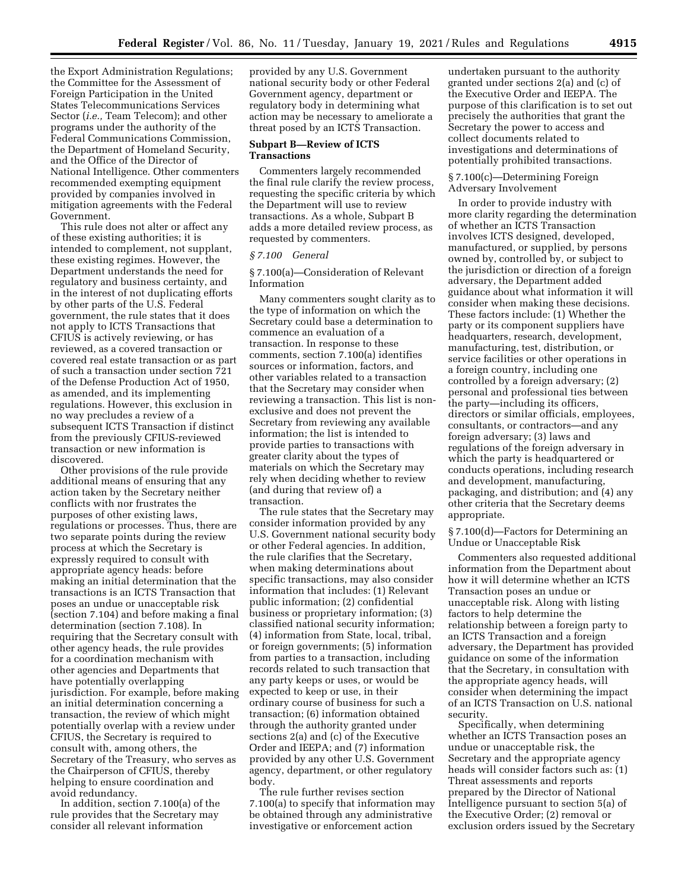the Export Administration Regulations; the Committee for the Assessment of Foreign Participation in the United States Telecommunications Services Sector (*i.e.,* Team Telecom); and other programs under the authority of the Federal Communications Commission, the Department of Homeland Security, and the Office of the Director of National Intelligence. Other commenters recommended exempting equipment provided by companies involved in mitigation agreements with the Federal Government.

This rule does not alter or affect any of these existing authorities; it is intended to complement, not supplant, these existing regimes. However, the Department understands the need for regulatory and business certainty, and in the interest of not duplicating efforts by other parts of the U.S. Federal government, the rule states that it does not apply to ICTS Transactions that CFIUS is actively reviewing, or has reviewed, as a covered transaction or covered real estate transaction or as part of such a transaction under section 721 of the Defense Production Act of 1950, as amended, and its implementing regulations. However, this exclusion in no way precludes a review of a subsequent ICTS Transaction if distinct from the previously CFIUS-reviewed transaction or new information is discovered.

Other provisions of the rule provide additional means of ensuring that any action taken by the Secretary neither conflicts with nor frustrates the purposes of other existing laws, regulations or processes. Thus, there are two separate points during the review process at which the Secretary is expressly required to consult with appropriate agency heads: before making an initial determination that the transactions is an ICTS Transaction that poses an undue or unacceptable risk (section 7.104) and before making a final determination (section 7.108). In requiring that the Secretary consult with other agency heads, the rule provides for a coordination mechanism with other agencies and Departments that have potentially overlapping jurisdiction. For example, before making an initial determination concerning a transaction, the review of which might potentially overlap with a review under CFIUS, the Secretary is required to consult with, among others, the Secretary of the Treasury, who serves as the Chairperson of CFIUS, thereby helping to ensure coordination and avoid redundancy.

In addition, section 7.100(a) of the rule provides that the Secretary may consider all relevant information provided by any U.S. Government national security body or other Federal Government agency, department or regulatory body in determining what action may be necessary to ameliorate a threat posed by an ICTS Transaction.

## Subpart B—Review of ICTS Transactions

Commenters largely recommended the final rule clarify the review process, requesting the specific criteria by which the Department will use to review transactions. As a whole, Subpart B adds a more detailed review process, as requested by commenters.

### *§ 7.100 General*

#### § 7.100(a)—Consideration of Relevant Information

Many commenters sought clarity as to the type of information on which the Secretary could base a determination to commence an evaluation of a transaction. In response to these comments, section 7.100(a) identifies sources or information, factors, and other variables related to a transaction that the Secretary may consider when reviewing a transaction. This list is non-exclusive and does not prevent the Secretary from reviewing any available information; the list is intended to provide parties to transactions with greater clarity about the types of materials on which the Secretary may rely when deciding whether to review (and during that review of) a transaction.

The rule states that the Secretary may consider information provided by any U.S. Government national security body or other Federal agencies. In addition, the rule clarifies that the Secretary, when making determinations about specific transactions, may also consider information that includes: (1) Relevant public information; (2) confidential business or proprietary information; (3) classified national security information; (4) information from State, local, tribal, or foreign governments; (5) information from parties to a transaction, including records related to such transaction that any party keeps or uses, or would be expected to keep or use, in their ordinary course of business for such a transaction; (6) information obtained through the authority granted under sections 2(a) and (c) of the Executive Order and IEEPA; and (7) information provided by any other U.S. Government agency, department, or other regulatory body.

The rule further revises section 7.100(a) to specify that information may be obtained through any administrative investigative or enforcement action undertaken pursuant to the authority granted under sections 2(a) and (c) of the Executive Order and IEEPA. The purpose of this clarification is to set out precisely the authorities that grant the Secretary the power to access and collect documents related to investigations and determinations of potentially prohibited transactions.

#### § 7.100(c)—Determining Foreign Adversary Involvement

In order to provide industry with more clarity regarding the determination of whether an ICTS Transaction involves ICTS designed, developed, manufactured, or supplied, by persons owned by, controlled by, or subject to the jurisdiction or direction of a foreign adversary, the Department added guidance about what information it will consider when making these decisions. These factors include: (1) Whether the party or its component suppliers have headquarters, research, development, manufacturing, test, distribution, or service facilities or other operations in a foreign country, including one controlled by a foreign adversary; (2) personal and professional ties between the party—including its officers, directors or similar officials, employees, consultants, or contractors—and any foreign adversary; (3) laws and regulations of the foreign adversary in which the party is headquartered or conducts operations, including research and development, manufacturing, packaging, and distribution; and (4) any other criteria that the Secretary deems appropriate.

#### § 7.100(d)—Factors for Determining an Undue or Unacceptable Risk

Commenters also requested additional information from the Department about how it will determine whether an ICTS Transaction poses an undue or unacceptable risk. Along with listing factors to help determine the relationship between a foreign party to an ICTS Transaction and a foreign adversary, the Department has provided guidance on some of the information that the Secretary, in consultation with the appropriate agency heads, will consider when determining the impact of an ICTS Transaction on U.S. national security.

Specifically, when determining whether an ICTS Transaction poses an undue or unacceptable risk, the Secretary and the appropriate agency heads will consider factors such as: (1) Threat assessments and reports prepared by the Director of National Intelligence pursuant to section 5(a) of the Executive Order; (2) removal or exclusion orders issued by the Secretary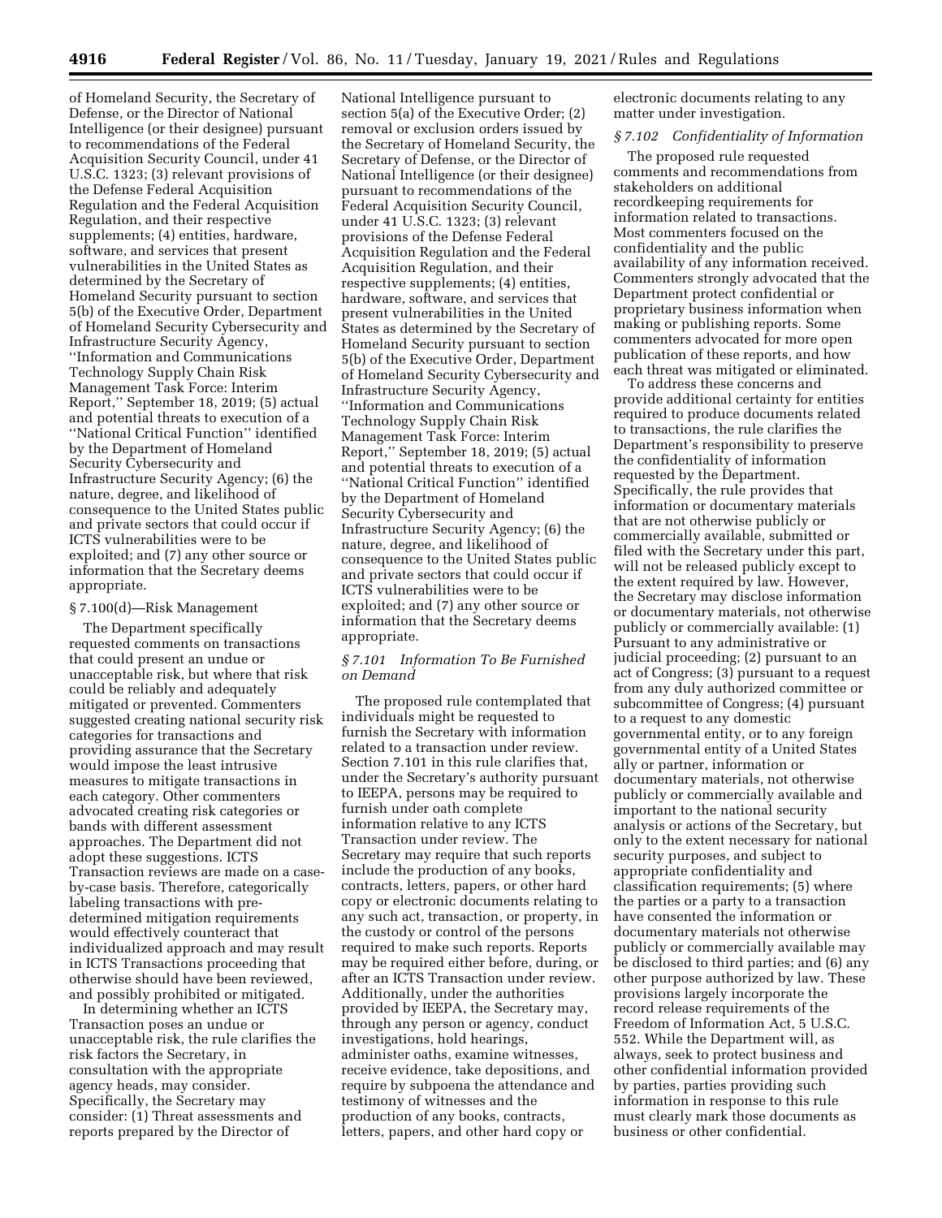of Homeland Security, the Secretary of Defense, or the Director of National Intelligence (or their designee) pursuant to recommendations of the Federal Acquisition Security Council, under 41 U.S.C. 1323; (3) relevant provisions of the Defense Federal Acquisition Regulation and the Federal Acquisition Regulation, and their respective supplements; (4) entities, hardware, software, and services that present vulnerabilities in the United States as determined by the Secretary of Homeland Security pursuant to section 5(b) of the Executive Order, Department of Homeland Security Cybersecurity and Infrastructure Security Agency, ''Information and Communications Technology Supply Chain Risk Management Task Force: Interim Report,'' September 18, 2019; (5) actual and potential threats to execution of a ''National Critical Function'' identified by the Department of Homeland Security Cybersecurity and Infrastructure Security Agency; (6) the nature, degree, and likelihood of consequence to the United States public and private sectors that could occur if ICTS vulnerabilities were to be exploited; and (7) any other source or information that the Secretary deems appropriate.

### § 7.100(d)—Risk Management

The Department specifically requested comments on transactions that could present an undue or unacceptable risk, but where that risk could be reliably and adequately mitigated or prevented. Commenters suggested creating national security risk categories for transactions and providing assurance that the Secretary would impose the least intrusive measures to mitigate transactions in each category. Other commenters advocated creating risk categories or bands with different assessment approaches. The Department did not adopt these suggestions. ICTS Transaction reviews are made on a case-by-case basis. Therefore, categorically labeling transactions with pre-determined mitigation requirements would effectively counteract that individualized approach and may result in ICTS Transactions proceeding that otherwise should have been reviewed, and possibly prohibited or mitigated.

In determining whether an ICTS Transaction poses an undue or unacceptable risk, the rule clarifies the risk factors the Secretary, in consultation with the appropriate agency heads, may consider. Specifically, the Secretary may consider: (1) Threat assessments and reports prepared by the Director of National Intelligence pursuant to section 5(a) of the Executive Order; (2) removal or exclusion orders issued by the Secretary of Homeland Security, the Secretary of Defense, or the Director of National Intelligence (or their designee) pursuant to recommendations of the Federal Acquisition Security Council, under 41 U.S.C. 1323; (3) relevant provisions of the Defense Federal Acquisition Regulation and the Federal Acquisition Regulation, and their respective supplements; (4) entities, hardware, software, and services that present vulnerabilities in the United States as determined by the Secretary of Homeland Security pursuant to section 5(b) of the Executive Order, Department of Homeland Security Cybersecurity and Infrastructure Security Agency, ''Information and Communications Technology Supply Chain Risk Management Task Force: Interim Report,'' September 18, 2019; (5) actual and potential threats to execution of a ''National Critical Function'' identified by the Department of Homeland Security Cybersecurity and Infrastructure Security Agency; (6) the nature, degree, and likelihood of consequence to the United States public and private sectors that could occur if ICTS vulnerabilities were to be exploited; and (7) any other source or information that the Secretary deems appropriate.

### *§ 7.101 Information To Be Furnished on Demand*

The proposed rule contemplated that individuals might be requested to furnish the Secretary with information related to a transaction under review. Section 7.101 in this rule clarifies that, under the Secretary's authority pursuant to IEEPA, persons may be required to furnish under oath complete information relative to any ICTS Transaction under review. The Secretary may require that such reports include the production of any books, contracts, letters, papers, or other hard copy or electronic documents relating to any such act, transaction, or property, in the custody or control of the persons required to make such reports. Reports may be required either before, during, or after an ICTS Transaction under review. Additionally, under the authorities provided by IEEPA, the Secretary may, through any person or agency, conduct investigations, hold hearings, administer oaths, examine witnesses, receive evidence, take depositions, and require by subpoena the attendance and testimony of witnesses and the production of any books, contracts, letters, papers, and other hard copy or electronic documents relating to any matter under investigation.

### *§ 7.102 Confidentiality of Information*

The proposed rule requested comments and recommendations from stakeholders on additional recordkeeping requirements for information related to transactions. Most commenters focused on the confidentiality and the public availability of any information received. Commenters strongly advocated that the Department protect confidential or proprietary business information when making or publishing reports. Some commenters advocated for more open publication of these reports, and how each threat was mitigated or eliminated.

To address these concerns and provide additional certainty for entities required to produce documents related to transactions, the rule clarifies the Department's responsibility to preserve the confidentiality of information requested by the Department. Specifically, the rule provides that information or documentary materials that are not otherwise publicly or commercially available, submitted or filed with the Secretary under this part, will not be released publicly except to the extent required by law. However, the Secretary may disclose information or documentary materials, not otherwise publicly or commercially available: (1) Pursuant to any administrative or judicial proceeding; (2) pursuant to an act of Congress; (3) pursuant to a request from any duly authorized committee or subcommittee of Congress; (4) pursuant to a request to any domestic governmental entity, or to any foreign governmental entity of a United States ally or partner, information or documentary materials, not otherwise publicly or commercially available and important to the national security analysis or actions of the Secretary, but only to the extent necessary for national security purposes, and subject to appropriate confidentiality and classification requirements; (5) where the parties or a party to a transaction have consented the information or documentary materials not otherwise publicly or commercially available may be disclosed to third parties; and (6) any other purpose authorized by law. These provisions largely incorporate the record release requirements of the Freedom of Information Act, 5 U.S.C. 552. While the Department will, as always, seek to protect business and other confidential information provided by parties, parties providing such information in response to this rule must clearly mark those documents as business or other confidential.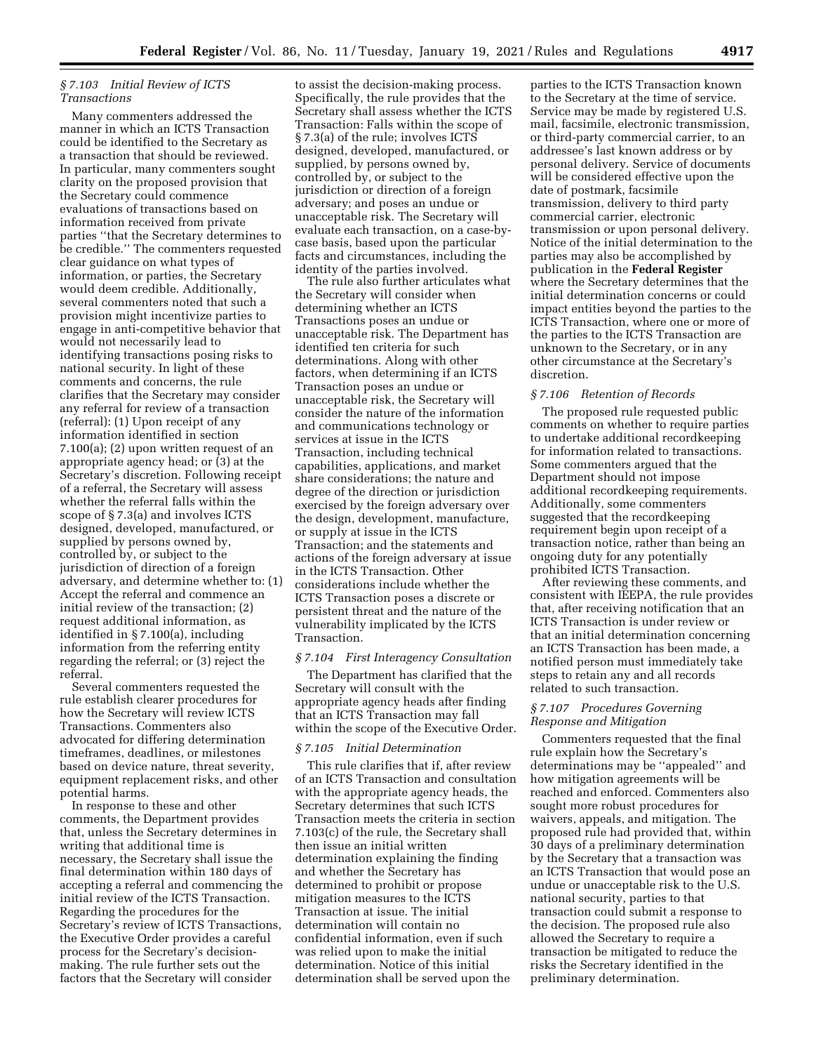### *§ 7.103 Initial Review of ICTS Transactions*

Many commenters addressed the manner in which an ICTS Transaction could be identified to the Secretary as a transaction that should be reviewed. In particular, many commenters sought clarity on the proposed provision that the Secretary could commence evaluations of transactions based on information received from private parties ''that the Secretary determines to be credible.'' The commenters requested clear guidance on what types of information, or parties, the Secretary would deem credible. Additionally, several commenters noted that such a provision might incentivize parties to engage in anti-competitive behavior that would not necessarily lead to identifying transactions posing risks to national security. In light of these comments and concerns, the rule clarifies that the Secretary may consider any referral for review of a transaction (referral): (1) Upon receipt of any information identified in section 7.100(a); (2) upon written request of an appropriate agency head; or (3) at the Secretary's discretion. Following receipt of a referral, the Secretary will assess whether the referral falls within the scope of § 7.3(a) and involves ICTS designed, developed, manufactured, or supplied by persons owned by, controlled by, or subject to the jurisdiction of direction of a foreign adversary, and determine whether to: (1) Accept the referral and commence an initial review of the transaction; (2) request additional information, as identified in § 7.100(a), including information from the referring entity regarding the referral; or (3) reject the referral.

Several commenters requested the rule establish clearer procedures for how the Secretary will review ICTS Transactions. Commenters also advocated for differing determination timeframes, deadlines, or milestones based on device nature, threat severity, equipment replacement risks, and other potential harms.

In response to these and other comments, the Department provides that, unless the Secretary determines in writing that additional time is necessary, the Secretary shall issue the final determination within 180 days of accepting a referral and commencing the initial review of the ICTS Transaction. Regarding the procedures for the Secretary's review of ICTS Transactions, the Executive Order provides a careful process for the Secretary's decision-making. The rule further sets out the factors that the Secretary will consider to assist the decision-making process. Specifically, the rule provides that the Secretary shall assess whether the ICTS Transaction: Falls within the scope of § 7.3(a) of the rule; involves ICTS designed, developed, manufactured, or supplied, by persons owned by, controlled by, or subject to the jurisdiction or direction of a foreign adversary; and poses an undue or unacceptable risk. The Secretary will evaluate each transaction, on a case-by-case basis, based upon the particular facts and circumstances, including the identity of the parties involved.

The rule also further articulates what the Secretary will consider when determining whether an ICTS Transactions poses an undue or unacceptable risk. The Department has identified ten criteria for such determinations. Along with other factors, when determining if an ICTS Transaction poses an undue or unacceptable risk, the Secretary will consider the nature of the information and communications technology or services at issue in the ICTS Transaction, including technical capabilities, applications, and market share considerations; the nature and degree of the direction or jurisdiction exercised by the foreign adversary over the design, development, manufacture, or supply at issue in the ICTS Transaction; and the statements and actions of the foreign adversary at issue in the ICTS Transaction. Other considerations include whether the ICTS Transaction poses a discrete or persistent threat and the nature of the vulnerability implicated by the ICTS Transaction.

### *§ 7.104 First Interagency Consultation*

The Department has clarified that the Secretary will consult with the appropriate agency heads after finding that an ICTS Transaction may fall within the scope of the Executive Order.

### *§ 7.105 Initial Determination*

This rule clarifies that if, after review of an ICTS Transaction and consultation with the appropriate agency heads, the Secretary determines that such ICTS Transaction meets the criteria in section 7.103(c) of the rule, the Secretary shall then issue an initial written determination explaining the finding and whether the Secretary has determined to prohibit or propose mitigation measures to the ICTS Transaction at issue. The initial determination will contain no confidential information, even if such was relied upon to make the initial determination. Notice of this initial determination shall be served upon the parties to the ICTS Transaction known to the Secretary at the time of service. Service may be made by registered U.S. mail, facsimile, electronic transmission, or third-party commercial carrier, to an addressee's last known address or by personal delivery. Service of documents will be considered effective upon the date of postmark, facsimile transmission, delivery to third party commercial carrier, electronic transmission or upon personal delivery. Notice of the initial determination to the parties may also be accomplished by publication in the **Federal Register** where the Secretary determines that the initial determination concerns or could impact entities beyond the parties to the ICTS Transaction, where one or more of the parties to the ICTS Transaction are unknown to the Secretary, or in any other circumstance at the Secretary's discretion.

### *§ 7.106 Retention of Records*

The proposed rule requested public comments on whether to require parties to undertake additional recordkeeping for information related to transactions. Some commenters argued that the Department should not impose additional recordkeeping requirements. Additionally, some commenters suggested that the recordkeeping requirement begin upon receipt of a transaction notice, rather than being an ongoing duty for any potentially prohibited ICTS Transaction.

After reviewing these comments, and consistent with IEEPA, the rule provides that, after receiving notification that an ICTS Transaction is under review or that an initial determination concerning an ICTS Transaction has been made, a notified person must immediately take steps to retain any and all records related to such transaction.

### *§ 7.107 Procedures Governing Response and Mitigation*

Commenters requested that the final rule explain how the Secretary's determinations may be ''appealed'' and how mitigation agreements will be reached and enforced. Commenters also sought more robust procedures for waivers, appeals, and mitigation. The proposed rule had provided that, within 30 days of a preliminary determination by the Secretary that a transaction was an ICTS Transaction that would pose an undue or unacceptable risk to the U.S. national security, parties to that transaction could submit a response to the decision. The proposed rule also allowed the Secretary to require a transaction be mitigated to reduce the risks the Secretary identified in the preliminary determination.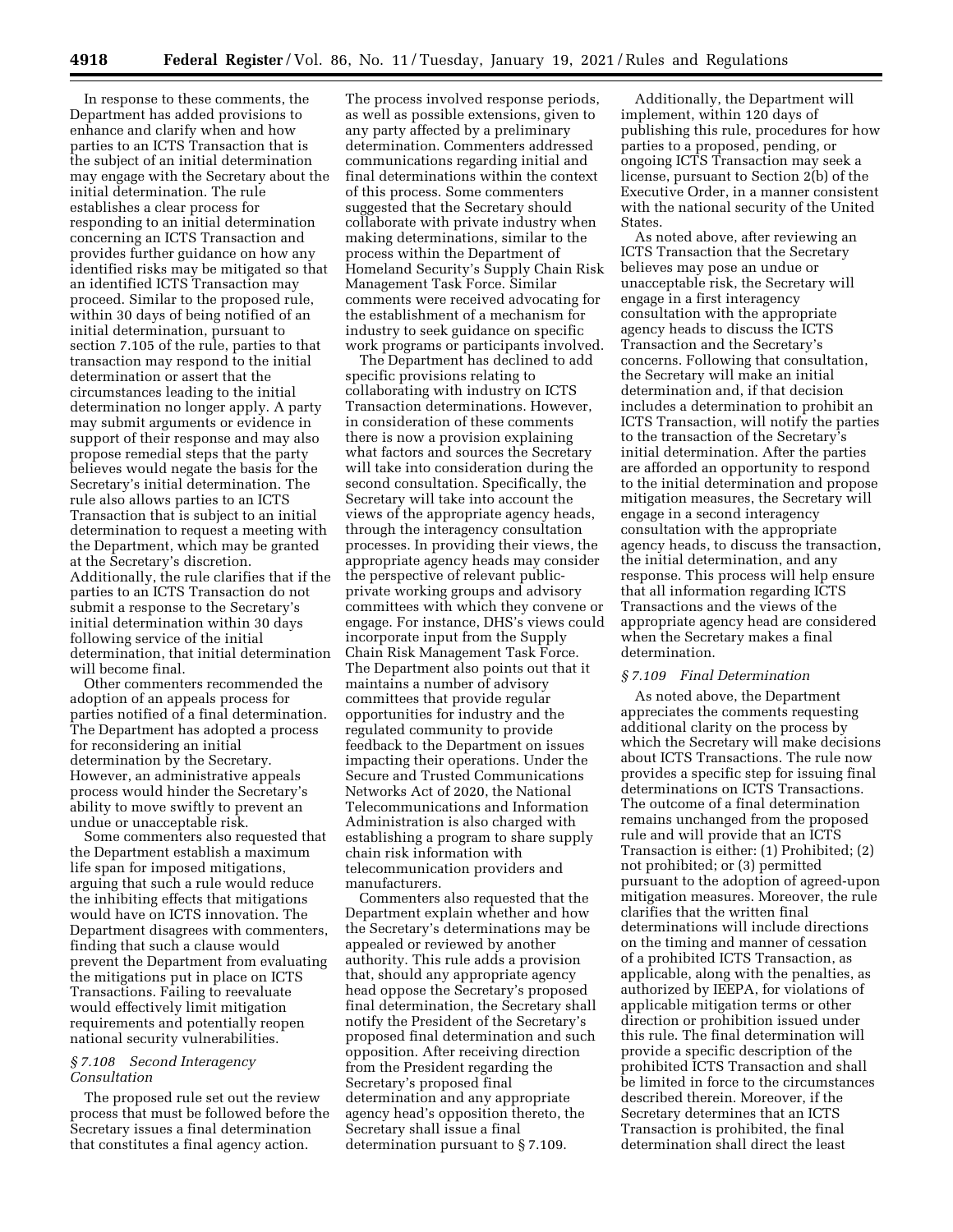In response to these comments, the Department has added provisions to enhance and clarify when and how parties to an ICTS Transaction that is the subject of an initial determination may engage with the Secretary about the initial determination. The rule establishes a clear process for responding to an initial determination concerning an ICTS Transaction and provides further guidance on how any identified risks may be mitigated so that an identified ICTS Transaction may proceed. Similar to the proposed rule, within 30 days of being notified of an initial determination, pursuant to section 7.105 of the rule, parties to that transaction may respond to the initial determination or assert that the circumstances leading to the initial determination no longer apply. A party may submit arguments or evidence in support of their response and may also propose remedial steps that the party believes would negate the basis for the Secretary's initial determination. The rule also allows parties to an ICTS Transaction that is subject to an initial determination to request a meeting with the Department, which may be granted at the Secretary's discretion. Additionally, the rule clarifies that if the parties to an ICTS Transaction do not submit a response to the Secretary's initial determination within 30 days following service of the initial determination, that initial determination will become final.

Other commenters recommended the adoption of an appeals process for parties notified of a final determination. The Department has adopted a process for reconsidering an initial determination by the Secretary. However, an administrative appeals process would hinder the Secretary's ability to move swiftly to prevent an undue or unacceptable risk.

Some commenters also requested that the Department establish a maximum life span for imposed mitigations, arguing that such a rule would reduce the inhibiting effects that mitigations would have on ICTS innovation. The Department disagrees with commenters, finding that such a clause would prevent the Department from evaluating the mitigations put in place on ICTS Transactions. Failing to reevaluate would effectively limit mitigation requirements and potentially reopen national security vulnerabilities.

### *§ 7.108 Second Interagency Consultation*

The proposed rule set out the review process that must be followed before the Secretary issues a final determination that constitutes a final agency action. The process involved response periods, as well as possible extensions, given to any party affected by a preliminary determination. Commenters addressed communications regarding initial and final determinations within the context of this process. Some commenters suggested that the Secretary should collaborate with private industry when making determinations, similar to the process within the Department of Homeland Security's Supply Chain Risk Management Task Force. Similar comments were received advocating for the establishment of a mechanism for industry to seek guidance on specific work programs or participants involved.

The Department has declined to add specific provisions relating to collaborating with industry on ICTS Transaction determinations. However, in consideration of these comments there is now a provision explaining what factors and sources the Secretary will take into consideration during the second consultation. Specifically, the Secretary will take into account the views of the appropriate agency heads, through the interagency consultation processes. In providing their views, the appropriate agency heads may consider the perspective of relevant public-private working groups and advisory committees with which they convene or engage. For instance, DHS's views could incorporate input from the Supply Chain Risk Management Task Force. The Department also points out that it maintains a number of advisory committees that provide regular opportunities for industry and the regulated community to provide feedback to the Department on issues impacting their operations. Under the Secure and Trusted Communications Networks Act of 2020, the National Telecommunications and Information Administration is also charged with establishing a program to share supply chain risk information with telecommunication providers and manufacturers.

Commenters also requested that the Department explain whether and how the Secretary's determinations may be appealed or reviewed by another authority. This rule adds a provision that, should any appropriate agency head oppose the Secretary's proposed final determination, the Secretary shall notify the President of the Secretary's proposed final determination and such opposition. After receiving direction from the President regarding the Secretary's proposed final determination and any appropriate agency head's opposition thereto, the Secretary shall issue a final determination pursuant to § 7.109.

Additionally, the Department will implement, within 120 days of publishing this rule, procedures for how parties to a proposed, pending, or ongoing ICTS Transaction may seek a license, pursuant to Section 2(b) of the Executive Order, in a manner consistent with the national security of the United States.

As noted above, after reviewing an ICTS Transaction that the Secretary believes may pose an undue or unacceptable risk, the Secretary will engage in a first interagency consultation with the appropriate agency heads to discuss the ICTS Transaction and the Secretary's concerns. Following that consultation, the Secretary will make an initial determination and, if that decision includes a determination to prohibit an ICTS Transaction, will notify the parties to the transaction of the Secretary's initial determination. After the parties are afforded an opportunity to respond to the initial determination and propose mitigation measures, the Secretary will engage in a second interagency consultation with the appropriate agency heads, to discuss the transaction, the initial determination, and any response. This process will help ensure that all information regarding ICTS Transactions and the views of the appropriate agency head are considered when the Secretary makes a final determination.

### *§ 7.109 Final Determination*

As noted above, the Department appreciates the comments requesting additional clarity on the process by which the Secretary will make decisions about ICTS Transactions. The rule now provides a specific step for issuing final determinations on ICTS Transactions. The outcome of a final determination remains unchanged from the proposed rule and will provide that an ICTS Transaction is either: (1) Prohibited; (2) not prohibited; or (3) permitted pursuant to the adoption of agreed-upon mitigation measures. Moreover, the rule clarifies that the written final determinations will include directions on the timing and manner of cessation of a prohibited ICTS Transaction, as applicable, along with the penalties, as authorized by IEEPA, for violations of applicable mitigation terms or other direction or prohibition issued under this rule. The final determination will provide a specific description of the prohibited ICTS Transaction and shall be limited in force to the circumstances described therein. Moreover, if the Secretary determines that an ICTS Transaction is prohibited, the final determination shall direct the least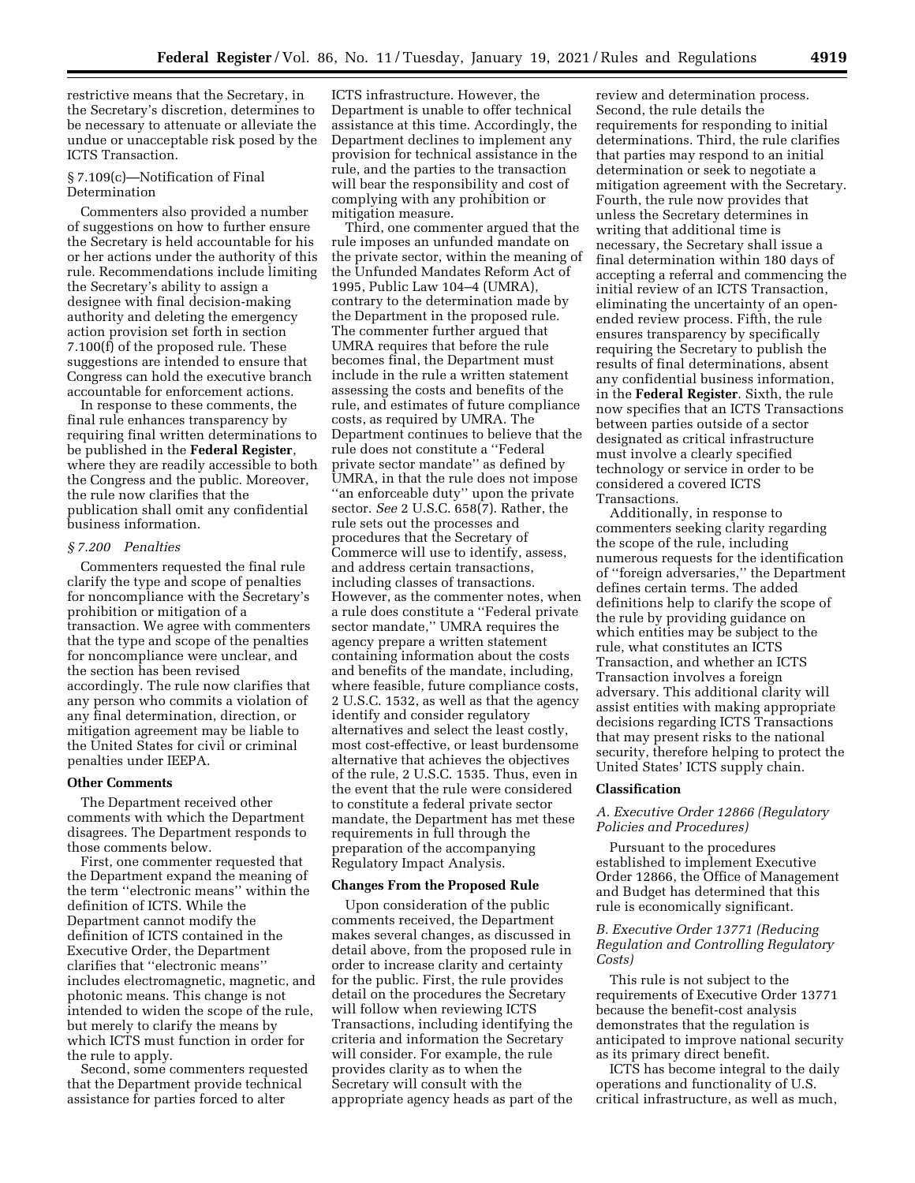restrictive means that the Secretary, in the Secretary's discretion, determines to be necessary to attenuate or alleviate the undue or unacceptable risk posed by the ICTS Transaction.

§ 7.109(c)—Notification of Final Determination

Commenters also provided a number of suggestions on how to further ensure the Secretary is held accountable for his or her actions under the authority of this rule. Recommendations include limiting the Secretary's ability to assign a designee with final decision-making authority and deleting the emergency action provision set forth in section 7.100(f) of the proposed rule. These suggestions are intended to ensure that Congress can hold the executive branch accountable for enforcement actions.

In response to these comments, the final rule enhances transparency by requiring final written determinations to be published in the **Federal Register**, where they are readily accessible to both the Congress and the public. Moreover, the rule now clarifies that the publication shall omit any confidential business information.

*§ 7.200 Penalties*

Commenters requested the final rule clarify the type and scope of penalties for noncompliance with the Secretary's prohibition or mitigation of a transaction. We agree with commenters that the type and scope of the penalties for noncompliance were unclear, and the section has been revised accordingly. The rule now clarifies that any person who commits a violation of any final determination, direction, or mitigation agreement may be liable to the United States for civil or criminal penalties under IEEPA.

**Other Comments**

The Department received other comments with which the Department disagrees. The Department responds to those comments below.

First, one commenter requested that the Department expand the meaning of the term ''electronic means'' within the definition of ICTS. While the Department cannot modify the definition of ICTS contained in the Executive Order, the Department clarifies that ''electronic means'' includes electromagnetic, magnetic, and photonic means. This change is not intended to widen the scope of the rule, but merely to clarify the means by which ICTS must function in order for the rule to apply.

Second, some commenters requested that the Department provide technical assistance for parties forced to alter ICTS infrastructure. However, the Department is unable to offer technical assistance at this time. Accordingly, the Department declines to implement any provision for technical assistance in the rule, and the parties to the transaction will bear the responsibility and cost of complying with any prohibition or mitigation measure.

Third, one commenter argued that the rule imposes an unfunded mandate on the private sector, within the meaning of the Unfunded Mandates Reform Act of 1995, Public Law 104–4 (UMRA), contrary to the determination made by the Department in the proposed rule. The commenter further argued that UMRA requires that before the rule becomes final, the Department must include in the rule a written statement assessing the costs and benefits of the rule, and estimates of future compliance costs, as required by UMRA. The Department continues to believe that the rule does not constitute a ''Federal private sector mandate'' as defined by UMRA, in that the rule does not impose ''an enforceable duty'' upon the private sector. *See* 2 U.S.C. 658(7). Rather, the rule sets out the processes and procedures that the Secretary of Commerce will use to identify, assess, and address certain transactions, including classes of transactions. However, as the commenter notes, when a rule does constitute a ''Federal private sector mandate,'' UMRA requires the agency prepare a written statement containing information about the costs and benefits of the mandate, including, where feasible, future compliance costs, 2 U.S.C. 1532, as well as that the agency identify and consider regulatory alternatives and select the least costly, most cost-effective, or least burdensome alternative that achieves the objectives of the rule, 2 U.S.C. 1535. Thus, even in the event that the rule were considered to constitute a federal private sector mandate, the Department has met these requirements in full through the preparation of the accompanying Regulatory Impact Analysis.

**Changes From the Proposed Rule**

Upon consideration of the public comments received, the Department makes several changes, as discussed in detail above, from the proposed rule in order to increase clarity and certainty for the public. First, the rule provides detail on the procedures the Secretary will follow when reviewing ICTS Transactions, including identifying the criteria and information the Secretary will consider. For example, the rule provides clarity as to when the Secretary will consult with the appropriate agency heads as part of the review and determination process. Second, the rule details the requirements for responding to initial determinations. Third, the rule clarifies that parties may respond to an initial determination or seek to negotiate a mitigation agreement with the Secretary. Fourth, the rule now provides that unless the Secretary determines in writing that additional time is necessary, the Secretary shall issue a final determination within 180 days of accepting a referral and commencing the initial review of an ICTS Transaction, eliminating the uncertainty of an open-ended review process. Fifth, the rule ensures transparency by specifically requiring the Secretary to publish the results of final determinations, absent any confidential business information, in the **Federal Register**. Sixth, the rule now specifies that an ICTS Transactions between parties outside of a sector designated as critical infrastructure must involve a clearly specified technology or service in order to be considered a covered ICTS Transactions.

Additionally, in response to commenters seeking clarity regarding the scope of the rule, including numerous requests for the identification of ''foreign adversaries,'' the Department defines certain terms. The added definitions help to clarify the scope of the rule by providing guidance on which entities may be subject to the rule, what constitutes an ICTS Transaction, and whether an ICTS Transaction involves a foreign adversary. This additional clarity will assist entities with making appropriate decisions regarding ICTS Transactions that may present risks to the national security, therefore helping to protect the United States' ICTS supply chain.

**Classification**

*A. Executive Order 12866 (Regulatory Policies and Procedures)*

Pursuant to the procedures established to implement Executive Order 12866, the Office of Management and Budget has determined that this rule is economically significant.

*B. Executive Order 13771 (Reducing Regulation and Controlling Regulatory Costs)*

This rule is not subject to the requirements of Executive Order 13771 because the benefit-cost analysis demonstrates that the regulation is anticipated to improve national security as its primary direct benefit.

ICTS has become integral to the daily operations and functionality of U.S. critical infrastructure, as well as much,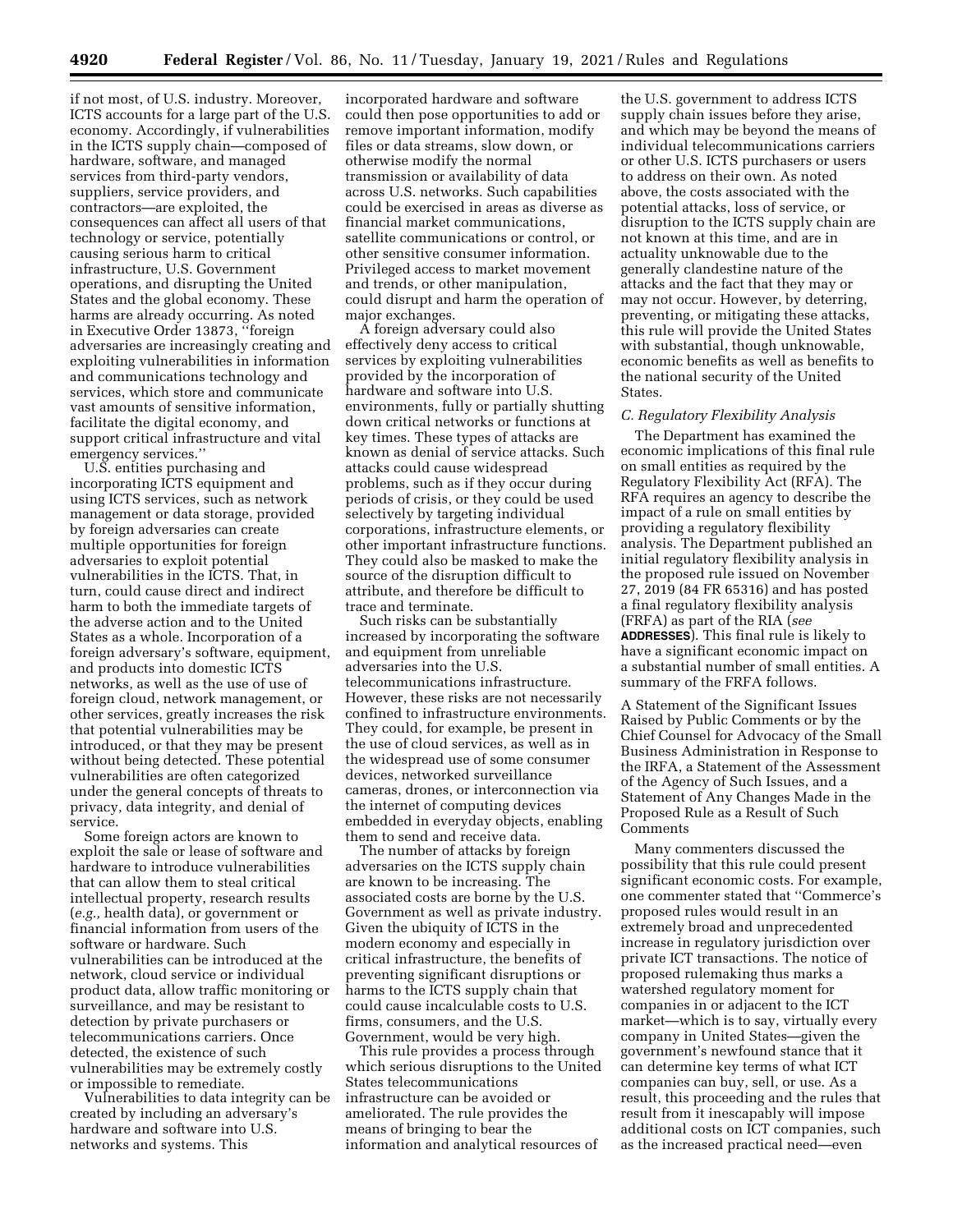if not most, of U.S. industry. Moreover, ICTS accounts for a large part of the U.S. economy. Accordingly, if vulnerabilities in the ICTS supply chain—composed of hardware, software, and managed services from third-party vendors, suppliers, service providers, and contractors—are exploited, the consequences can affect all users of that technology or service, potentially causing serious harm to critical infrastructure, U.S. Government operations, and disrupting the United States and the global economy. These harms are already occurring. As noted in Executive Order 13873, "foreign adversaries are increasingly creating and exploiting vulnerabilities in information and communications technology and services, which store and communicate vast amounts of sensitive information, facilitate the digital economy, and support critical infrastructure and vital emergency services."

U.S. entities purchasing and incorporating ICTS equipment and using ICTS services, such as network management or data storage, provided by foreign adversaries can create multiple opportunities for foreign adversaries to exploit potential vulnerabilities in the ICTS. That, in turn, could cause direct and indirect harm to both the immediate targets of the adverse action and to the United States as a whole. Incorporation of a foreign adversary's software, equipment, and products into domestic ICTS networks, as well as the use of use of foreign cloud, network management, or other services, greatly increases the risk that potential vulnerabilities may be introduced, or that they may be present without being detected. These potential vulnerabilities are often categorized under the general concepts of threats to privacy, data integrity, and denial of service.

Some foreign actors are known to exploit the sale or lease of software and hardware to introduce vulnerabilities that can allow them to steal critical intellectual property, research results (*e.g.,* health data), or government or financial information from users of the software or hardware. Such vulnerabilities can be introduced at the network, cloud service or individual product data, allow traffic monitoring or surveillance, and may be resistant to detection by private purchasers or telecommunications carriers. Once detected, the existence of such vulnerabilities may be extremely costly or impossible to remediate.

Vulnerabilities to data integrity can be created by including an adversary's hardware and software into U.S. networks and systems. This incorporated hardware and software could then pose opportunities to add or remove important information, modify files or data streams, slow down, or otherwise modify the normal transmission or availability of data across U.S. networks. Such capabilities could be exercised in areas as diverse as financial market communications, satellite communications or control, or other sensitive consumer information. Privileged access to market movement and trends, or other manipulation, could disrupt and harm the operation of major exchanges.

A foreign adversary could also effectively deny access to critical services by exploiting vulnerabilities provided by the incorporation of hardware and software into U.S. environments, fully or partially shutting down critical networks or functions at key times. These types of attacks are known as denial of service attacks. Such attacks could cause widespread problems, such as if they occur during periods of crisis, or they could be used selectively by targeting individual corporations, infrastructure elements, or other important infrastructure functions. They could also be masked to make the source of the disruption difficult to attribute, and therefore be difficult to trace and terminate.

Such risks can be substantially increased by incorporating the software and equipment from unreliable adversaries into the U.S. telecommunications infrastructure. However, these risks are not necessarily confined to infrastructure environments. They could, for example, be present in the use of cloud services, as well as in the widespread use of some consumer devices, networked surveillance cameras, drones, or interconnection via the internet of computing devices embedded in everyday objects, enabling them to send and receive data.

The number of attacks by foreign adversaries on the ICTS supply chain are known to be increasing. The associated costs are borne by the U.S. Government as well as private industry. Given the ubiquity of ICTS in the modern economy and especially in critical infrastructure, the benefits of preventing significant disruptions or harms to the ICTS supply chain that could cause incalculable costs to U.S. firms, consumers, and the U.S. Government, would be very high.

This rule provides a process through which serious disruptions to the United States telecommunications infrastructure can be avoided or ameliorated. The rule provides the means of bringing to bear the information and analytical resources of the U.S. government to address ICTS supply chain issues before they arise, and which may be beyond the means of individual telecommunications carriers or other U.S. ICTS purchasers or users to address on their own. As noted above, the costs associated with the potential attacks, loss of service, or disruption to the ICTS supply chain are not known at this time, and are in actuality unknowable due to the generally clandestine nature of the attacks and the fact that they may or may not occur. However, by deterring, preventing, or mitigating these attacks, this rule will provide the United States with substantial, though unknowable, economic benefits as well as benefits to the national security of the United States.

### *C. Regulatory Flexibility Analysis*

The Department has examined the economic implications of this final rule on small entities as required by the Regulatory Flexibility Act (RFA). The RFA requires an agency to describe the impact of a rule on small entities by providing a regulatory flexibility analysis. The Department published an initial regulatory flexibility analysis in the proposed rule issued on November 27, 2019 (84 FR 65316) and has posted a final regulatory flexibility analysis (FRFA) as part of the RIA (*see* **ADDRESSES**). This final rule is likely to have a significant economic impact on a substantial number of small entities. A summary of the FRFA follows.

#### A Statement of the Significant Issues Raised by Public Comments or by the Chief Counsel for Advocacy of the Small Business Administration in Response to the IRFA, a Statement of the Assessment of the Agency of Such Issues, and a Statement of Any Changes Made in the Proposed Rule as a Result of Such Comments

Many commenters discussed the possibility that this rule could present significant economic costs. For example, one commenter stated that "Commerce's proposed rules would result in an extremely broad and unprecedented increase in regulatory jurisdiction over private ICT transactions. The notice of proposed rulemaking thus marks a watershed regulatory moment for companies in or adjacent to the ICT market—which is to say, virtually every company in United States—given the government's newfound stance that it can determine key terms of what ICT companies can buy, sell, or use. As a result, this proceeding and the rules that result from it inescapably will impose additional costs on ICT companies, such as the increased practical need—even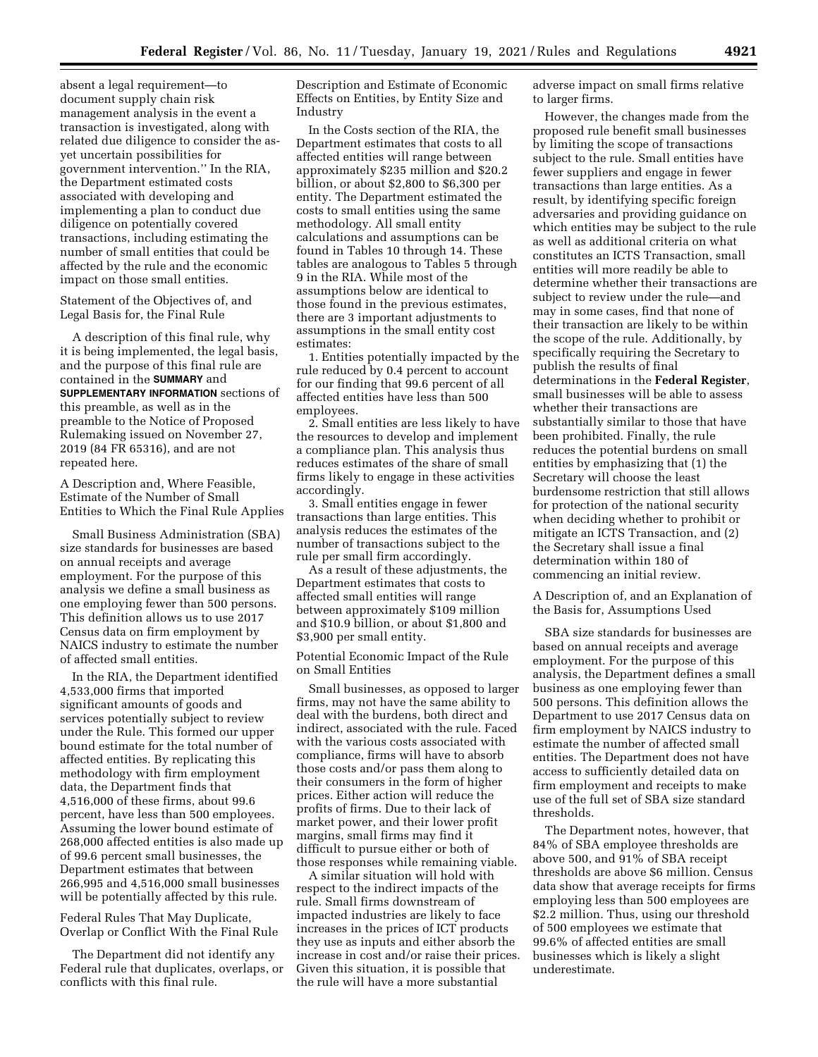absent a legal requirement—to document supply chain risk management analysis in the event a transaction is investigated, along with related due diligence to consider the as-yet uncertain possibilities for government intervention." In the RIA, the Department estimated costs associated with developing and implementing a plan to conduct due diligence on potentially covered transactions, including estimating the number of small entities that could be affected by the rule and the economic impact on those small entities.

### Statement of the Objectives of, and Legal Basis for, the Final Rule

A description of this final rule, why it is being implemented, the legal basis, and the purpose of this final rule are contained in the **SUMMARY** and **SUPPLEMENTARY INFORMATION** sections of this preamble, as well as in the preamble to the Notice of Proposed Rulemaking issued on November 27, 2019 (84 FR 65316), and are not repeated here.

### A Description and, Where Feasible, Estimate of the Number of Small Entities to Which the Final Rule Applies

Small Business Administration (SBA) size standards for businesses are based on annual receipts and average employment. For the purpose of this analysis we define a small business as one employing fewer than 500 persons. This definition allows us to use 2017 Census data on firm employment by NAICS industry to estimate the number of affected small entities.

In the RIA, the Department identified 4,533,000 firms that imported significant amounts of goods and services potentially subject to review under the Rule. This formed our upper bound estimate for the total number of affected entities. By replicating this methodology with firm employment data, the Department finds that 4,516,000 of these firms, about 99.6 percent, have less than 500 employees. Assuming the lower bound estimate of 268,000 affected entities is also made up of 99.6 percent small businesses, the Department estimates that between 266,995 and 4,516,000 small businesses will be potentially affected by this rule.

### Federal Rules That May Duplicate, Overlap or Conflict With the Final Rule

The Department did not identify any Federal rule that duplicates, overlaps, or conflicts with this final rule.

### Description and Estimate of Economic Effects on Entities, by Entity Size and Industry

In the Costs section of the RIA, the Department estimates that costs to all affected entities will range between approximately $235 million and $20.2 billion, or about $2,800 to $6,300 per entity. The Department estimated the costs to small entities using the same methodology. All small entity calculations and assumptions can be found in Tables 10 through 14. These tables are analogous to Tables 5 through 9 in the RIA. While most of the assumptions below are identical to those found in the previous estimates, there are 3 important adjustments to assumptions in the small entity cost estimates:

1. Entities potentially impacted by the rule reduced by 0.4 percent to account for our finding that 99.6 percent of all affected entities have less than 500 employees.

2. Small entities are less likely to have the resources to develop and implement a compliance plan. This analysis thus reduces estimates of the share of small firms likely to engage in these activities accordingly.

3. Small entities engage in fewer transactions than large entities. This analysis reduces the estimates of the number of transactions subject to the rule per small firm accordingly.

As a result of these adjustments, the Department estimates that costs to affected small entities will range between approximately $109 million and $10.9 billion, or about $1,800 and $3,900 per small entity.

### Potential Economic Impact of the Rule on Small Entities

Small businesses, as opposed to larger firms, may not have the same ability to deal with the burdens, both direct and indirect, associated with the rule. Faced with the various costs associated with compliance, firms will have to absorb those costs and/or pass them along to their consumers in the form of higher prices. Either action will reduce the profits of firms. Due to their lack of market power, and their lower profit margins, small firms may find it difficult to pursue either or both of those responses while remaining viable.

A similar situation will hold with respect to the indirect impacts of the rule. Small firms downstream of impacted industries are likely to face increases in the prices of ICT products they use as inputs and either absorb the increase in cost and/or raise their prices. Given this situation, it is possible that the rule will have a more substantial adverse impact on small firms relative to larger firms.

However, the changes made from the proposed rule benefit small businesses by limiting the scope of transactions subject to the rule. Small entities have fewer suppliers and engage in fewer transactions than large entities. As a result, by identifying specific foreign adversaries and providing guidance on which entities may be subject to the rule as well as additional criteria on what constitutes an ICTS Transaction, small entities will more readily be able to determine whether their transactions are subject to review under the rule—and may in some cases, find that none of their transaction are likely to be within the scope of the rule. Additionally, by specifically requiring the Secretary to publish the results of final determinations in the **Federal Register**, small businesses will be able to assess whether their transactions are substantially similar to those that have been prohibited. Finally, the rule reduces the potential burdens on small entities by emphasizing that (1) the Secretary will choose the least burdensome restriction that still allows for protection of the national security when deciding whether to prohibit or mitigate an ICTS Transaction, and (2) the Secretary shall issue a final determination within 180 of commencing an initial review.

### A Description of, and an Explanation of the Basis for, Assumptions Used

SBA size standards for businesses are based on annual receipts and average employment. For the purpose of this analysis, the Department defines a small business as one employing fewer than 500 persons. This definition allows the Department to use 2017 Census data on firm employment by NAICS industry to estimate the number of affected small entities. The Department does not have access to sufficiently detailed data on firm employment and receipts to make use of the full set of SBA size standard thresholds.

The Department notes, however, that 84% of SBA employee thresholds are above 500, and 91% of SBA receipt thresholds are above $6 million. Census data show that average receipts for firms employing less than 500 employees are $2.2 million. Thus, using our threshold of 500 employees we estimate that 99.6% of affected entities are small businesses which is likely a slight underestimate.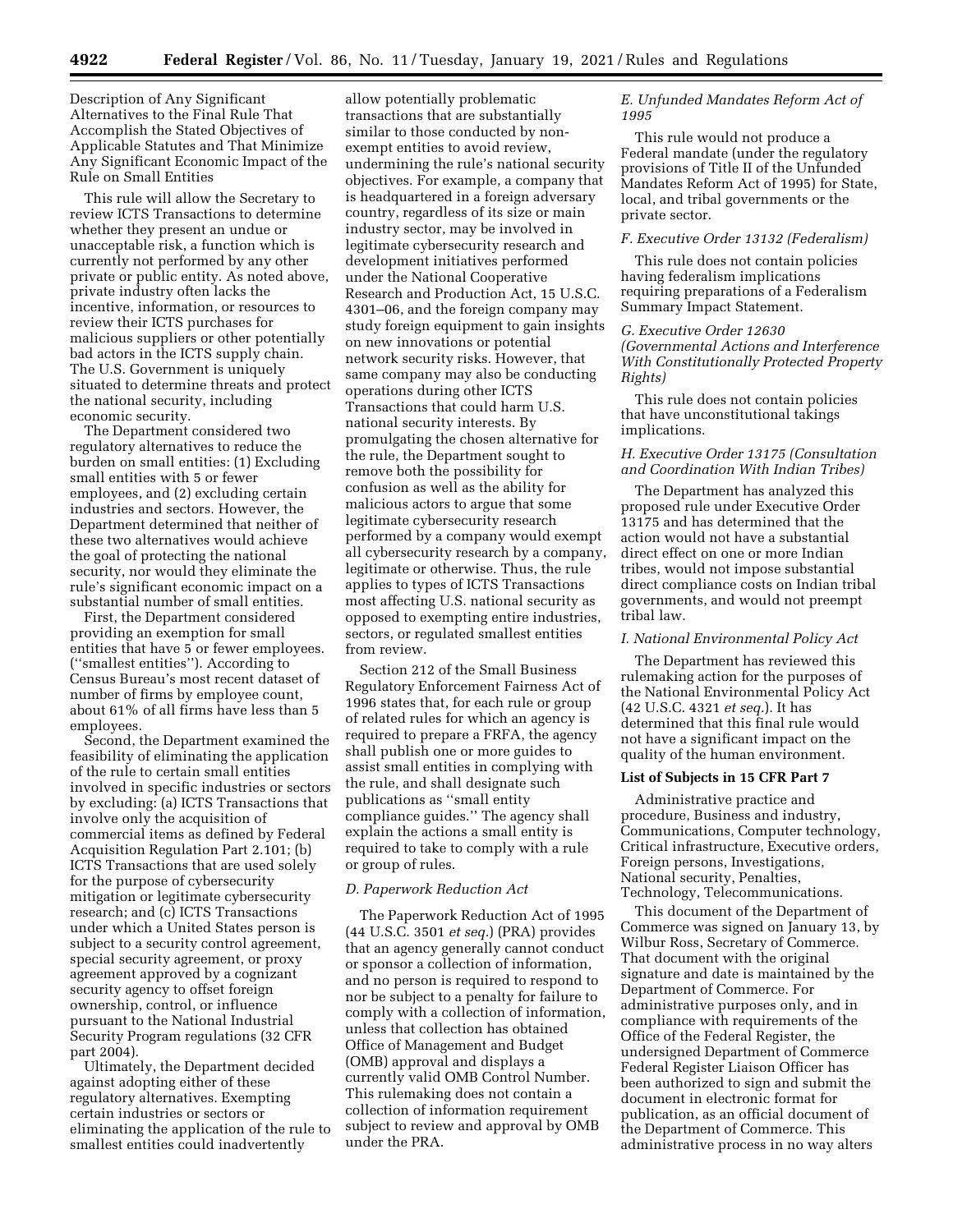Description of Any Significant Alternatives to the Final Rule That Accomplish the Stated Objectives of Applicable Statutes and That Minimize Any Significant Economic Impact of the Rule on Small Entities

This rule will allow the Secretary to review ICTS Transactions to determine whether they present an undue or unacceptable risk, a function which is currently not performed by any other private or public entity. As noted above, private industry often lacks the incentive, information, or resources to review their ICTS purchases for malicious suppliers or other potentially bad actors in the ICTS supply chain. The U.S. Government is uniquely situated to determine threats and protect the national security, including economic security.

The Department considered two regulatory alternatives to reduce the burden on small entities: (1) Excluding small entities with 5 or fewer employees, and (2) excluding certain industries and sectors. However, the Department determined that neither of these two alternatives would achieve the goal of protecting the national security, nor would they eliminate the rule's significant economic impact on a substantial number of small entities.

First, the Department considered providing an exemption for small entities that have 5 or fewer employees. (''smallest entities''). According to Census Bureau's most recent dataset of number of firms by employee count, about 61% of all firms have less than 5 employees.

Second, the Department examined the feasibility of eliminating the application of the rule to certain small entities involved in specific industries or sectors by excluding: (a) ICTS Transactions that involve only the acquisition of commercial items as defined by Federal Acquisition Regulation Part 2.101; (b) ICTS Transactions that are used solely for the purpose of cybersecurity mitigation or legitimate cybersecurity research; and (c) ICTS Transactions under which a United States person is subject to a security control agreement, special security agreement, or proxy agreement approved by a cognizant security agency to offset foreign ownership, control, or influence pursuant to the National Industrial Security Program regulations (32 CFR part 2004).

Ultimately, the Department decided against adopting either of these regulatory alternatives. Exempting certain industries or sectors or eliminating the application of the rule to smallest entities could inadvertently allow potentially problematic transactions that are substantially similar to those conducted by non-exempt entities to avoid review, undermining the rule's national security objectives. For example, a company that is headquartered in a foreign adversary country, regardless of its size or main industry sector, may be involved in legitimate cybersecurity research and development initiatives performed under the National Cooperative Research and Production Act, 15 U.S.C. 4301–06, and the foreign company may study foreign equipment to gain insights on new innovations or potential network security risks. However, that same company may also be conducting operations during other ICTS Transactions that could harm U.S. national security interests. By promulgating the chosen alternative for the rule, the Department sought to remove both the possibility for confusion as well as the ability for malicious actors to argue that some legitimate cybersecurity research performed by a company would exempt all cybersecurity research by a company, legitimate or otherwise. Thus, the rule applies to types of ICTS Transactions most affecting U.S. national security as opposed to exempting entire industries, sectors, or regulated smallest entities from review.

Section 212 of the Small Business Regulatory Enforcement Fairness Act of 1996 states that, for each rule or group of related rules for which an agency is required to prepare a FRFA, the agency shall publish one or more guides to assist small entities in complying with the rule, and shall designate such publications as ''small entity compliance guides.'' The agency shall explain the actions a small entity is required to take to comply with a rule or group of rules.

### *D. Paperwork Reduction Act*

The Paperwork Reduction Act of 1995 (44 U.S.C. 3501 *et seq.*) (PRA) provides that an agency generally cannot conduct or sponsor a collection of information, and no person is required to respond to nor be subject to a penalty for failure to comply with a collection of information, unless that collection has obtained Office of Management and Budget (OMB) approval and displays a currently valid OMB Control Number. This rulemaking does not contain a collection of information requirement subject to review and approval by OMB under the PRA.

### *E. Unfunded Mandates Reform Act of 1995*

This rule would not produce a Federal mandate (under the regulatory provisions of Title II of the Unfunded Mandates Reform Act of 1995) for State, local, and tribal governments or the private sector.

### *F. Executive Order 13132 (Federalism)*

This rule does not contain policies having federalism implications requiring preparations of a Federalism Summary Impact Statement.

### *G. Executive Order 12630 (Governmental Actions and Interference With Constitutionally Protected Property Rights)*

This rule does not contain policies that have unconstitutional takings implications.

### *H. Executive Order 13175 (Consultation and Coordination With Indian Tribes)*

The Department has analyzed this proposed rule under Executive Order 13175 and has determined that the action would not have a substantial direct effect on one or more Indian tribes, would not impose substantial direct compliance costs on Indian tribal governments, and would not preempt tribal law.

### *I. National Environmental Policy Act*

The Department has reviewed this rulemaking action for the purposes of the National Environmental Policy Act (42 U.S.C. 4321 *et seq.*). It has determined that this final rule would not have a significant impact on the quality of the human environment.

## List of Subjects in 15 CFR Part 7

Administrative practice and procedure, Business and industry, Communications, Computer technology, Critical infrastructure, Executive orders, Foreign persons, Investigations, National security, Penalties, Technology, Telecommunications.

This document of the Department of Commerce was signed on January 13, by Wilbur Ross, Secretary of Commerce. That document with the original signature and date is maintained by the Department of Commerce. For administrative purposes only, and in compliance with requirements of the Office of the Federal Register, the undersigned Department of Commerce Federal Register Liaison Officer has been authorized to sign and submit the document in electronic format for publication, as an official document of the Department of Commerce. This administrative process in no way alters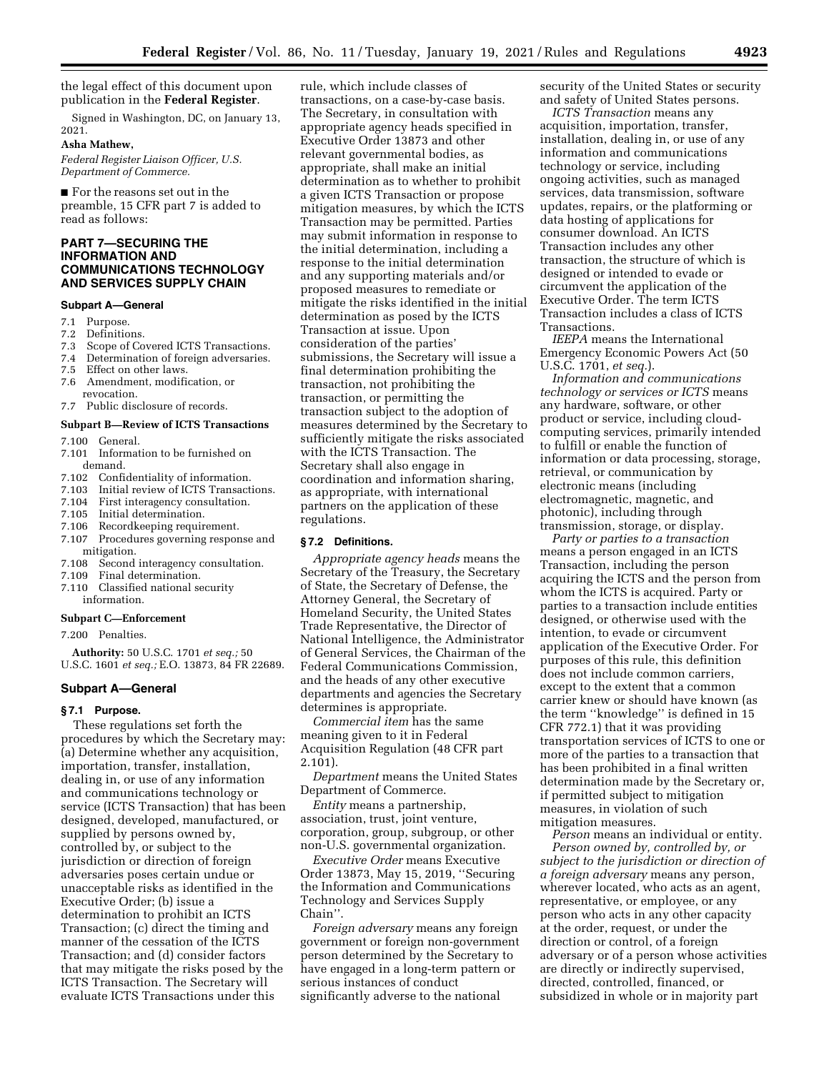the legal effect of this document upon publication in the **Federal Register**.

Signed in Washington, DC, on January 13, 2021.

**Asha Mathew,**

*Federal Register Liaison Officer, U.S. Department of Commerce.*

■ For the reasons set out in the preamble, 15 CFR part 7 is added to read as follows:

## PART 7—SECURING THE INFORMATION AND COMMUNICATIONS TECHNOLOGY AND SERVICES SUPPLY CHAIN

### Subpart A—General

7.1 Purpose.
7.2 Definitions.
7.3 Scope of Covered ICTS Transactions.
7.4 Determination of foreign adversaries.
7.5 Effect on other laws.
7.6 Amendment, modification, or revocation.
7.7 Public disclosure of records.

### Subpart B—Review of ICTS Transactions

7.100 General.
7.101 Information to be furnished on demand.
7.102 Confidentiality of information.
7.103 Initial review of ICTS Transactions.
7.104 First interagency consultation.
7.105 Initial determination.
7.106 Recordkeeping requirement.
7.107 Procedures governing response and mitigation.
7.108 Second interagency consultation.
7.109 Final determination.
7.110 Classified national security information.

### Subpart C—Enforcement

7.200 Penalties.

**Authority:** 50 U.S.C. 1701 *et seq.;* 50 U.S.C. 1601 *et seq.;* E.O. 13873, 84 FR 22689.

### Subpart A—General

#### § 7.1 Purpose.

These regulations set forth the procedures by which the Secretary may: (a) Determine whether any acquisition, importation, transfer, installation, dealing in, or use of any information and communications technology or service (ICTS Transaction) that has been designed, developed, manufactured, or supplied by persons owned by, controlled by, or subject to the jurisdiction or direction of foreign adversaries poses certain undue or unacceptable risks as identified in the Executive Order; (b) issue a determination to prohibit an ICTS Transaction; (c) direct the timing and manner of the cessation of the ICTS Transaction; and (d) consider factors that may mitigate the risks posed by the ICTS Transaction. The Secretary will evaluate ICTS Transactions under this rule, which include classes of transactions, on a case-by-case basis. The Secretary, in consultation with appropriate agency heads specified in Executive Order 13873 and other relevant governmental bodies, as appropriate, shall make an initial determination as to whether to prohibit a given ICTS Transaction or propose mitigation measures, by which the ICTS Transaction may be permitted. Parties may submit information in response to the initial determination, including a response to the initial determination and any supporting materials and/or proposed measures to remediate or mitigate the risks identified in the initial determination as posed by the ICTS Transaction at issue. Upon consideration of the parties' submissions, the Secretary will issue a final determination prohibiting the transaction, not prohibiting the transaction, or permitting the transaction subject to the adoption of measures determined by the Secretary to sufficiently mitigate the risks associated with the ICTS Transaction. The Secretary shall also engage in coordination and information sharing, as appropriate, with international partners on the application of these regulations.

#### § 7.2 Definitions.

*Appropriate agency heads* means the Secretary of the Treasury, the Secretary of State, the Secretary of Defense, the Attorney General, the Secretary of Homeland Security, the United States Trade Representative, the Director of National Intelligence, the Administrator of General Services, the Chairman of the Federal Communications Commission, and the heads of any other executive departments and agencies the Secretary determines is appropriate.

*Commercial item* has the same meaning given to it in Federal Acquisition Regulation (48 CFR part 2.101).

*Department* means the United States Department of Commerce.

*Entity* means a partnership, association, trust, joint venture, corporation, group, subgroup, or other non-U.S. governmental organization.

*Executive Order* means Executive Order 13873, May 15, 2019, ''Securing the Information and Communications Technology and Services Supply Chain''.

*Foreign adversary* means any foreign government or foreign non-government person determined by the Secretary to have engaged in a long-term pattern or serious instances of conduct significantly adverse to the national security of the United States or security and safety of United States persons.

*ICTS Transaction* means any acquisition, importation, transfer, installation, dealing in, or use of any information and communications technology or service, including ongoing activities, such as managed services, data transmission, software updates, repairs, or the platforming or data hosting of applications for consumer download. An ICTS Transaction includes any other transaction, the structure of which is designed or intended to evade or circumvent the application of the Executive Order. The term ICTS Transaction includes a class of ICTS Transactions.

*IEEPA* means the International Emergency Economic Powers Act (50 U.S.C. 1701, *et seq.*).

*Information and communications technology or services or ICTS* means any hardware, software, or other product or service, including cloud-computing services, primarily intended to fulfill or enable the function of information or data processing, storage, retrieval, or communication by electronic means (including electromagnetic, magnetic, and photonic), including through transmission, storage, or display.

*Party or parties to a transaction* means a person engaged in an ICTS Transaction, including the person acquiring the ICTS and the person from whom the ICTS is acquired. Party or parties to a transaction include entities designed, or otherwise used with the intention, to evade or circumvent application of the Executive Order. For purposes of this rule, this definition does not include common carriers, except to the extent that a common carrier knew or should have known (as the term ''knowledge'' is defined in 15 CFR 772.1) that it was providing transportation services of ICTS to one or more of the parties to a transaction that has been prohibited in a final written determination made by the Secretary or, if permitted subject to mitigation measures, in violation of such mitigation measures.

*Person* means an individual or entity.

*Person owned by, controlled by, or subject to the jurisdiction or direction of a foreign adversary* means any person, wherever located, who acts as an agent, representative, or employee, or any person who acts in any other capacity at the order, request, or under the direction or control, of a foreign adversary or of a person whose activities are directly or indirectly supervised, directed, controlled, financed, or subsidized in whole or in majority part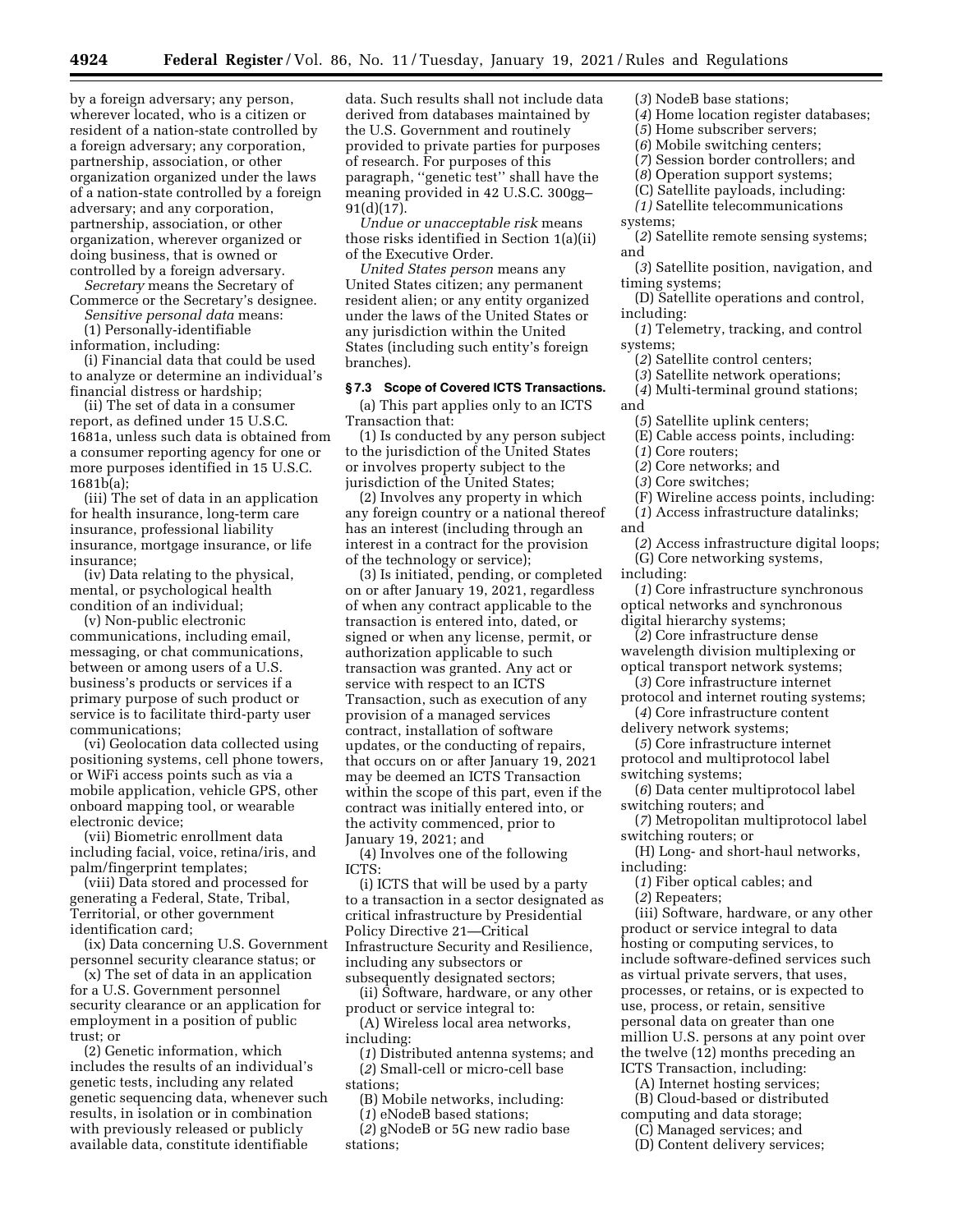by a foreign adversary; any person, wherever located, who is a citizen or resident of a nation-state controlled by a foreign adversary; any corporation, partnership, association, or other organization organized under the laws of a nation-state controlled by a foreign adversary; and any corporation, partnership, association, or other organization, wherever organized or doing business, that is owned or controlled by a foreign adversary.

*Secretary* means the Secretary of Commerce or the Secretary's designee.

*Sensitive personal data* means:

(1) Personally-identifiable information, including:

(i) Financial data that could be used to analyze or determine an individual's financial distress or hardship;

(ii) The set of data in a consumer report, as defined under 15 U.S.C. 1681a, unless such data is obtained from a consumer reporting agency for one or more purposes identified in 15 U.S.C. 1681b(a);

(iii) The set of data in an application for health insurance, long-term care insurance, professional liability insurance, mortgage insurance, or life insurance;

(iv) Data relating to the physical, mental, or psychological health condition of an individual;

(v) Non-public electronic communications, including email, messaging, or chat communications, between or among users of a U.S. business's products or services if a primary purpose of such product or service is to facilitate third-party user communications;

(vi) Geolocation data collected using positioning systems, cell phone towers, or WiFi access points such as via a mobile application, vehicle GPS, other onboard mapping tool, or wearable electronic device;

(vii) Biometric enrollment data including facial, voice, retina/iris, and palm/fingerprint templates;

(viii) Data stored and processed for generating a Federal, State, Tribal, Territorial, or other government identification card;

(ix) Data concerning U.S. Government personnel security clearance status; or

(x) The set of data in an application for a U.S. Government personnel security clearance or an application for employment in a position of public trust; or

(2) Genetic information, which includes the results of an individual's genetic tests, including any related genetic sequencing data, whenever such results, in isolation or in combination with previously released or publicly available data, constitute identifiable data. Such results shall not include data derived from databases maintained by the U.S. Government and routinely provided to private parties for purposes of research. For purposes of this paragraph, "genetic test" shall have the meaning provided in 42 U.S.C. 300gg–91(d)(17).

*Undue or unacceptable risk* means those risks identified in Section 1(a)(ii) of the Executive Order.

*United States person* means any United States citizen; any permanent resident alien; or any entity organized under the laws of the United States or any jurisdiction within the United States (including such entity's foreign branches).

### § 7.3 Scope of Covered ICTS Transactions.

(a) This part applies only to an ICTS Transaction that:

(1) Is conducted by any person subject to the jurisdiction of the United States or involves property subject to the jurisdiction of the United States;

(2) Involves any property in which any foreign country or a national thereof has an interest (including through an interest in a contract for the provision of the technology or service);

(3) Is initiated, pending, or completed on or after January 19, 2021, regardless of when any contract applicable to the transaction is entered into, dated, or signed or when any license, permit, or authorization applicable to such transaction was granted. Any act or service with respect to an ICTS Transaction, such as execution of any provision of a managed services contract, installation of software updates, or the conducting of repairs, that occurs on or after January 19, 2021 may be deemed an ICTS Transaction within the scope of this part, even if the contract was initially entered into, or the activity commenced, prior to January 19, 2021; and

(4) Involves one of the following ICTS:

(i) ICTS that will be used by a party to a transaction in a sector designated as critical infrastructure by Presidential Policy Directive 21—Critical Infrastructure Security and Resilience, including any subsectors or subsequently designated sectors;

(ii) Software, hardware, or any other product or service integral to:

(A) Wireless local area networks, including:

(*1*) Distributed antenna systems; and

(*2*) Small-cell or micro-cell base stations;

(B) Mobile networks, including:

(*1*) eNodeB based stations;

(*2*) gNodeB or 5G new radio base stations;

(*3*) NodeB base stations;

(*4*) Home location register databases;

(*5*) Home subscriber servers;

(*6*) Mobile switching centers;

(*7*) Session border controllers; and

(*8*) Operation support systems;

(C) Satellite payloads, including:

(*1*) Satellite telecommunications systems;

(*2*) Satellite remote sensing systems; and

(*3*) Satellite position, navigation, and timing systems;

(D) Satellite operations and control, including:

(*1*) Telemetry, tracking, and control systems;

(*2*) Satellite control centers;

(*3*) Satellite network operations;

(*4*) Multi-terminal ground stations; and

(*5*) Satellite uplink centers;

(E) Cable access points, including:

(*1*) Core routers;

(*2*) Core networks; and

(*3*) Core switches;

(F) Wireline access points, including:

(*1*) Access infrastructure datalinks; and

(*2*) Access infrastructure digital loops;

(G) Core networking systems, including:

(*1*) Core infrastructure synchronous optical networks and synchronous digital hierarchy systems;

(*2*) Core infrastructure dense wavelength division multiplexing or optical transport network systems;

(*3*) Core infrastructure internet protocol and internet routing systems;

(*4*) Core infrastructure content delivery network systems;

(*5*) Core infrastructure internet protocol and multiprotocol label switching systems;

(*6*) Data center multiprotocol label switching routers; and

(*7*) Metropolitan multiprotocol label switching routers; or

(H) Long- and short-haul networks, including:

(*1*) Fiber optical cables; and

(*2*) Repeaters;

(iii) Software, hardware, or any other product or service integral to data hosting or computing services, to include software-defined services such as virtual private servers, that uses, processes, or retains, or is expected to use, process, or retain, sensitive personal data on greater than one million U.S. persons at any point over the twelve (12) months preceding an ICTS Transaction, including:

(A) Internet hosting services;

(B) Cloud-based or distributed computing and data storage;

(C) Managed services; and

(D) Content delivery services;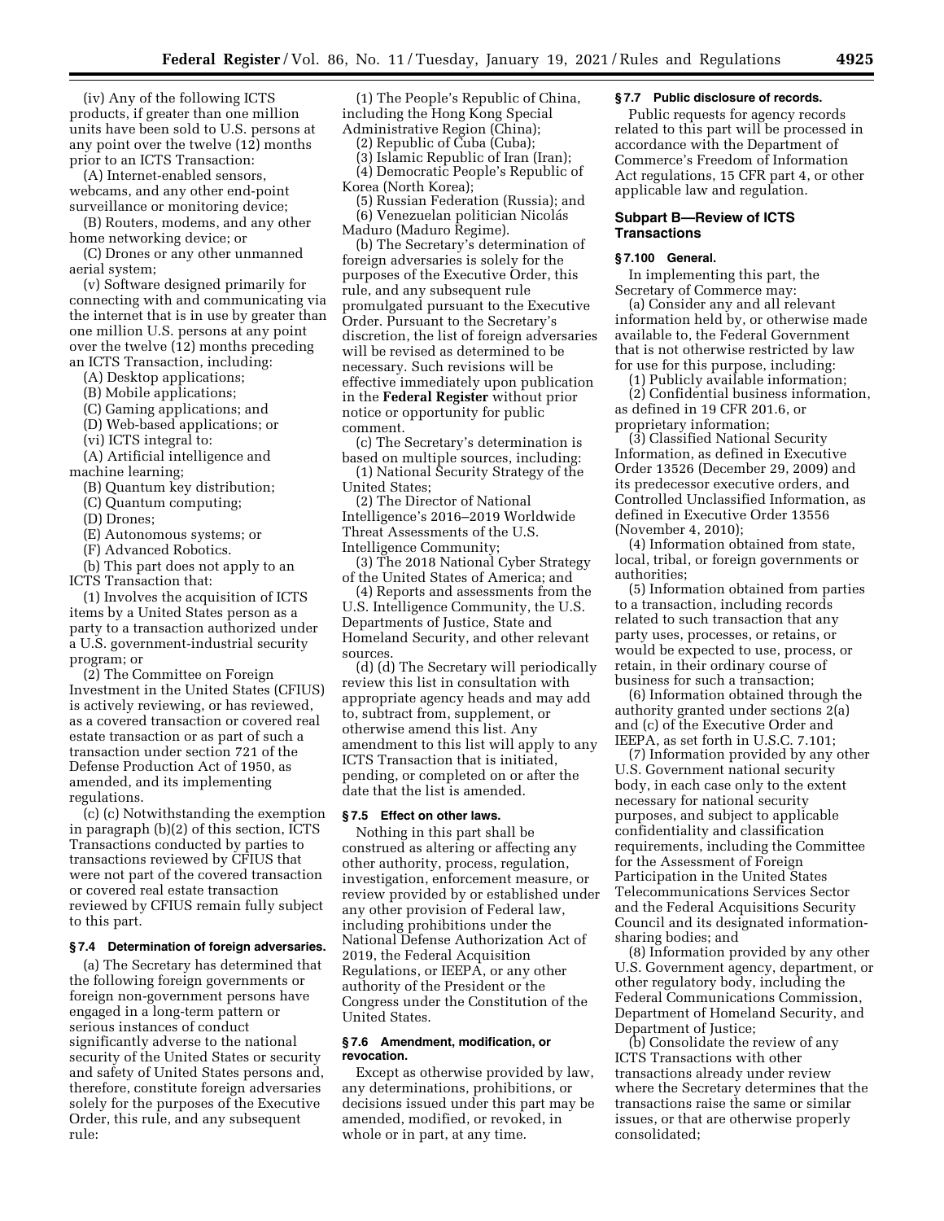(iv) Any of the following ICTS products, if greater than one million units have been sold to U.S. persons at any point over the twelve (12) months prior to an ICTS Transaction:

(A) Internet-enabled sensors, webcams, and any other end-point surveillance or monitoring device;

(B) Routers, modems, and any other home networking device; or

(C) Drones or any other unmanned aerial system;

(v) Software designed primarily for connecting with and communicating via the internet that is in use by greater than one million U.S. persons at any point over the twelve (12) months preceding an ICTS Transaction, including:

(A) Desktop applications;

(B) Mobile applications;

(C) Gaming applications; and

(D) Web-based applications; or

(vi) ICTS integral to:

(A) Artificial intelligence and machine learning;

(B) Quantum key distribution;

(C) Quantum computing;

(D) Drones;

(E) Autonomous systems; or

(F) Advanced Robotics.

(b) This part does not apply to an ICTS Transaction that:

(1) Involves the acquisition of ICTS items by a United States person as a party to a transaction authorized under a U.S. government-industrial security program; or

(2) The Committee on Foreign Investment in the United States (CFIUS) is actively reviewing, or has reviewed, as a covered transaction or covered real estate transaction or as part of such a transaction under section 721 of the Defense Production Act of 1950, as amended, and its implementing regulations.

(c) (c) Notwithstanding the exemption in paragraph (b)(2) of this section, ICTS Transactions conducted by parties to transactions reviewed by CFIUS that were not part of the covered transaction or covered real estate transaction reviewed by CFIUS remain fully subject to this part.

### § 7.4 Determination of foreign adversaries.

(a) The Secretary has determined that the following foreign governments or foreign non-government persons have engaged in a long-term pattern or serious instances of conduct significantly adverse to the national security of the United States or security and safety of United States persons and, therefore, constitute foreign adversaries solely for the purposes of the Executive Order, this rule, and any subsequent rule:

(1) The People's Republic of China, including the Hong Kong Special Administrative Region (China);

(2) Republic of Cuba (Cuba);

(3) Islamic Republic of Iran (Iran);

(4) Democratic People's Republic of Korea (North Korea);

(5) Russian Federation (Russia); and

(6) Venezuelan politician Nicolás Maduro (Maduro Regime).

(b) The Secretary's determination of foreign adversaries is solely for the purposes of the Executive Order, this rule, and any subsequent rule promulgated pursuant to the Executive Order. Pursuant to the Secretary's discretion, the list of foreign adversaries will be revised as determined to be necessary. Such revisions will be effective immediately upon publication in the **Federal Register** without prior notice or opportunity for public comment.

(c) The Secretary's determination is based on multiple sources, including:

(1) National Security Strategy of the United States;

(2) The Director of National Intelligence's 2016–2019 Worldwide Threat Assessments of the U.S. Intelligence Community;

(3) The 2018 National Cyber Strategy of the United States of America; and

(4) Reports and assessments from the U.S. Intelligence Community, the U.S. Departments of Justice, State and Homeland Security, and other relevant sources.

(d) (d) The Secretary will periodically review this list in consultation with appropriate agency heads and may add to, subtract from, supplement, or otherwise amend this list. Any amendment to this list will apply to any ICTS Transaction that is initiated, pending, or completed on or after the date that the list is amended.

### § 7.5 Effect on other laws.

Nothing in this part shall be construed as altering or affecting any other authority, process, regulation, investigation, enforcement measure, or review provided by or established under any other provision of Federal law, including prohibitions under the National Defense Authorization Act of 2019, the Federal Acquisition Regulations, or IEEPA, or any other authority of the President or the Congress under the Constitution of the United States.

### § 7.6 Amendment, modification, or revocation.

Except as otherwise provided by law, any determinations, prohibitions, or decisions issued under this part may be amended, modified, or revoked, in whole or in part, at any time.

### § 7.7 Public disclosure of records.

Public requests for agency records related to this part will be processed in accordance with the Department of Commerce's Freedom of Information Act regulations, 15 CFR part 4, or other applicable law and regulation.

## Subpart B—Review of ICTS Transactions

### § 7.100 General.

In implementing this part, the Secretary of Commerce may:

(a) Consider any and all relevant information held by, or otherwise made available to, the Federal Government that is not otherwise restricted by law for use for this purpose, including:

(1) Publicly available information;

(2) Confidential business information, as defined in 19 CFR 201.6, or proprietary information;

(3) Classified National Security Information, as defined in Executive Order 13526 (December 29, 2009) and its predecessor executive orders, and Controlled Unclassified Information, as defined in Executive Order 13556 (November 4, 2010);

(4) Information obtained from state, local, tribal, or foreign governments or authorities;

(5) Information obtained from parties to a transaction, including records related to such transaction that any party uses, processes, or retains, or would be expected to use, process, or retain, in their ordinary course of business for such a transaction;

(6) Information obtained through the authority granted under sections 2(a) and (c) of the Executive Order and IEEPA, as set forth in U.S.C. 7.101;

(7) Information provided by any other U.S. Government national security body, in each case only to the extent necessary for national security purposes, and subject to applicable confidentiality and classification requirements, including the Committee for the Assessment of Foreign Participation in the United States Telecommunications Services Sector and the Federal Acquisitions Security Council and its designated information-sharing bodies; and

(8) Information provided by any other U.S. Government agency, department, or other regulatory body, including the Federal Communications Commission, Department of Homeland Security, and Department of Justice;

(b) Consolidate the review of any ICTS Transactions with other transactions already under review where the Secretary determines that the transactions raise the same or similar issues, or that are otherwise properly consolidated;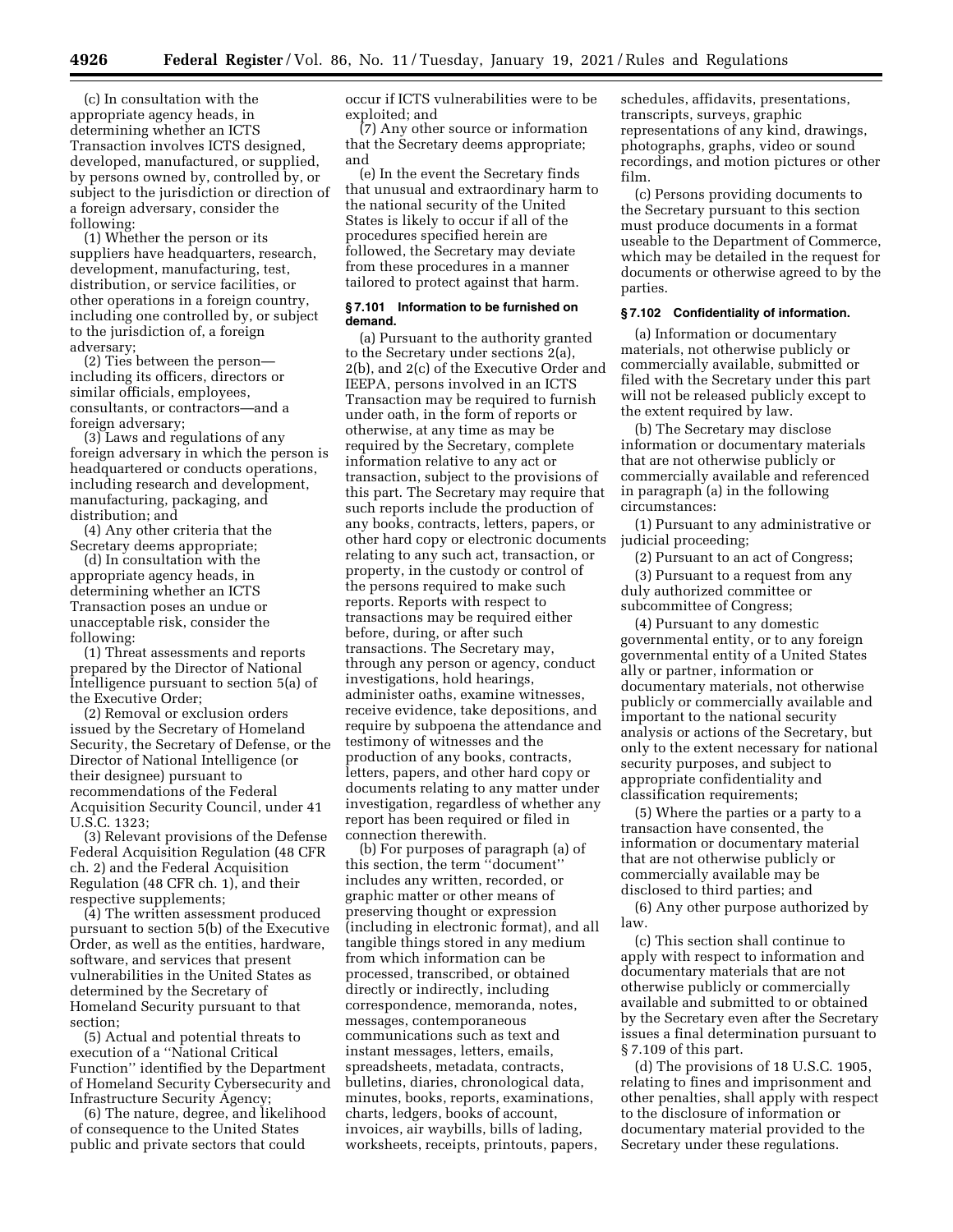(c) In consultation with the appropriate agency heads, in determining whether an ICTS Transaction involves ICTS designed, developed, manufactured, or supplied, by persons owned by, controlled by, or subject to the jurisdiction or direction of a foreign adversary, consider the following:

(1) Whether the person or its suppliers have headquarters, research, development, manufacturing, test, distribution, or service facilities, or other operations in a foreign country, including one controlled by, or subject to the jurisdiction of, a foreign adversary;

(2) Ties between the person—including its officers, directors or similar officials, employees, consultants, or contractors—and a foreign adversary;

(3) Laws and regulations of any foreign adversary in which the person is headquartered or conducts operations, including research and development, manufacturing, packaging, and distribution; and

(4) Any other criteria that the Secretary deems appropriate;

(d) In consultation with the appropriate agency heads, in determining whether an ICTS Transaction poses an undue or unacceptable risk, consider the following:

(1) Threat assessments and reports prepared by the Director of National Intelligence pursuant to section 5(a) of the Executive Order;

(2) Removal or exclusion orders issued by the Secretary of Homeland Security, the Secretary of Defense, or the Director of National Intelligence (or their designee) pursuant to recommendations of the Federal Acquisition Security Council, under 41 U.S.C. 1323;

(3) Relevant provisions of the Defense Federal Acquisition Regulation (48 CFR ch. 2) and the Federal Acquisition Regulation (48 CFR ch. 1), and their respective supplements;

(4) The written assessment produced pursuant to section 5(b) of the Executive Order, as well as the entities, hardware, software, and services that present vulnerabilities in the United States as determined by the Secretary of Homeland Security pursuant to that section;

(5) Actual and potential threats to execution of a "National Critical Function" identified by the Department of Homeland Security Cybersecurity and Infrastructure Security Agency;

(6) The nature, degree, and likelihood of consequence to the United States public and private sectors that could occur if ICTS vulnerabilities were to be exploited; and

(7) Any other source or information that the Secretary deems appropriate; and

(e) In the event the Secretary finds that unusual and extraordinary harm to the national security of the United States is likely to occur if all of the procedures specified herein are followed, the Secretary may deviate from these procedures in a manner tailored to protect against that harm.

**§ 7.101 Information to be furnished on demand.**

(a) Pursuant to the authority granted to the Secretary under sections 2(a), 2(b), and 2(c) of the Executive Order and IEEPA, persons involved in an ICTS Transaction may be required to furnish under oath, in the form of reports or otherwise, at any time as may be required by the Secretary, complete information relative to any act or transaction, subject to the provisions of this part. The Secretary may require that such reports include the production of any books, contracts, letters, papers, or other hard copy or electronic documents relating to any such act, transaction, or property, in the custody or control of the persons required to make such reports. Reports with respect to transactions may be required either before, during, or after such transactions. The Secretary may, through any person or agency, conduct investigations, hold hearings, administer oaths, examine witnesses, receive evidence, take depositions, and require by subpoena the attendance and testimony of witnesses and the production of any books, contracts, letters, papers, and other hard copy or documents relating to any matter under investigation, regardless of whether any report has been required or filed in connection therewith.

(b) For purposes of paragraph (a) of this section, the term "document" includes any written, recorded, or graphic matter or other means of preserving thought or expression (including in electronic format), and all tangible things stored in any medium from which information can be processed, transcribed, or obtained directly or indirectly, including correspondence, memoranda, notes, messages, contemporaneous communications such as text and instant messages, letters, emails, spreadsheets, metadata, contracts, bulletins, diaries, chronological data, minutes, books, reports, examinations, charts, ledgers, books of account, invoices, air waybills, bills of lading, worksheets, receipts, printouts, papers, schedules, affidavits, presentations, transcripts, surveys, graphic representations of any kind, drawings, photographs, graphs, video or sound recordings, and motion pictures or other film.

(c) Persons providing documents to the Secretary pursuant to this section must produce documents in a format useable to the Department of Commerce, which may be detailed in the request for documents or otherwise agreed to by the parties.

**§ 7.102 Confidentiality of information.**

(a) Information or documentary materials, not otherwise publicly or commercially available, submitted or filed with the Secretary under this part will not be released publicly except to the extent required by law.

(b) The Secretary may disclose information or documentary materials that are not otherwise publicly or commercially available and referenced in paragraph (a) in the following circumstances:

(1) Pursuant to any administrative or judicial proceeding;

(2) Pursuant to an act of Congress;

(3) Pursuant to a request from any duly authorized committee or subcommittee of Congress;

(4) Pursuant to any domestic governmental entity, or to any foreign governmental entity of a United States ally or partner, information or documentary materials, not otherwise publicly or commercially available and important to the national security analysis or actions of the Secretary, but only to the extent necessary for national security purposes, and subject to appropriate confidentiality and classification requirements;

(5) Where the parties or a party to a transaction have consented, the information or documentary material that are not otherwise publicly or commercially available may be disclosed to third parties; and

(6) Any other purpose authorized by law.

(c) This section shall continue to apply with respect to information and documentary materials that are not otherwise publicly or commercially available and submitted to or obtained by the Secretary even after the Secretary issues a final determination pursuant to § 7.109 of this part.

(d) The provisions of 18 U.S.C. 1905, relating to fines and imprisonment and other penalties, shall apply with respect to the disclosure of information or documentary material provided to the Secretary under these regulations.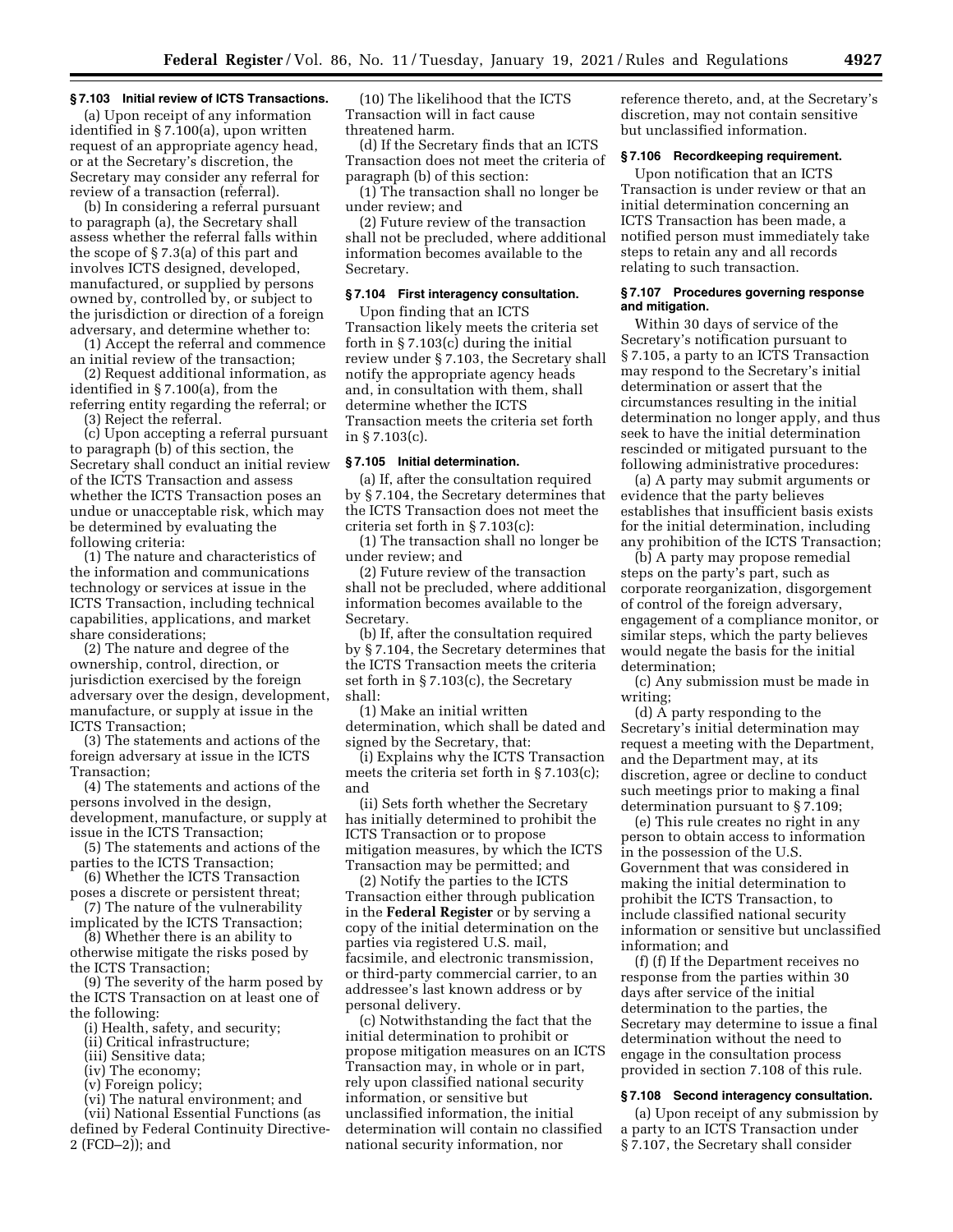### § 7.103 Initial review of ICTS Transactions.

(a) Upon receipt of any information identified in § 7.100(a), upon written request of an appropriate agency head, or at the Secretary's discretion, the Secretary may consider any referral for review of a transaction (referral).

(b) In considering a referral pursuant to paragraph (a), the Secretary shall assess whether the referral falls within the scope of § 7.3(a) of this part and involves ICTS designed, developed, manufactured, or supplied by persons owned by, controlled by, or subject to the jurisdiction or direction of a foreign adversary, and determine whether to:

(1) Accept the referral and commence an initial review of the transaction;

(2) Request additional information, as identified in § 7.100(a), from the referring entity regarding the referral; or

(3) Reject the referral.

(c) Upon accepting a referral pursuant to paragraph (b) of this section, the Secretary shall conduct an initial review of the ICTS Transaction and assess whether the ICTS Transaction poses an undue or unacceptable risk, which may be determined by evaluating the following criteria:

(1) The nature and characteristics of the information and communications technology or services at issue in the ICTS Transaction, including technical capabilities, applications, and market share considerations;

(2) The nature and degree of the ownership, control, direction, or jurisdiction exercised by the foreign adversary over the design, development, manufacture, or supply at issue in the ICTS Transaction;

(3) The statements and actions of the foreign adversary at issue in the ICTS Transaction;

(4) The statements and actions of the persons involved in the design, development, manufacture, or supply at issue in the ICTS Transaction;

(5) The statements and actions of the parties to the ICTS Transaction;

(6) Whether the ICTS Transaction poses a discrete or persistent threat;

(7) The nature of the vulnerability implicated by the ICTS Transaction;

(8) Whether there is an ability to otherwise mitigate the risks posed by the ICTS Transaction;

(9) The severity of the harm posed by the ICTS Transaction on at least one of the following:

(i) Health, safety, and security;

(ii) Critical infrastructure;

(iii) Sensitive data;

(iv) The economy;

(v) Foreign policy;

(vi) The natural environment; and

(vii) National Essential Functions (as defined by Federal Continuity Directive-2 (FCD–2)); and

(10) The likelihood that the ICTS Transaction will in fact cause threatened harm.

(d) If the Secretary finds that an ICTS Transaction does not meet the criteria of paragraph (b) of this section:

(1) The transaction shall no longer be under review; and

(2) Future review of the transaction shall not be precluded, where additional information becomes available to the Secretary.

### § 7.104 First interagency consultation.

Upon finding that an ICTS Transaction likely meets the criteria set forth in § 7.103(c) during the initial review under § 7.103, the Secretary shall notify the appropriate agency heads and, in consultation with them, shall determine whether the ICTS Transaction meets the criteria set forth in § 7.103(c).

### § 7.105 Initial determination.

(a) If, after the consultation required by § 7.104, the Secretary determines that the ICTS Transaction does not meet the criteria set forth in § 7.103(c):

(1) The transaction shall no longer be under review; and

(2) Future review of the transaction shall not be precluded, where additional information becomes available to the Secretary.

(b) If, after the consultation required by § 7.104, the Secretary determines that the ICTS Transaction meets the criteria set forth in § 7.103(c), the Secretary shall:

(1) Make an initial written determination, which shall be dated and signed by the Secretary, that:

(i) Explains why the ICTS Transaction meets the criteria set forth in § 7.103(c); and

(ii) Sets forth whether the Secretary has initially determined to prohibit the ICTS Transaction or to propose mitigation measures, by which the ICTS Transaction may be permitted; and

(2) Notify the parties to the ICTS Transaction either through publication in the **Federal Register** or by serving a copy of the initial determination on the parties via registered U.S. mail, facsimile, and electronic transmission, or third-party commercial carrier, to an addressee's last known address or by personal delivery.

(c) Notwithstanding the fact that the initial determination to prohibit or propose mitigation measures on an ICTS Transaction may, in whole or in part, rely upon classified national security information, or sensitive but unclassified information, the initial determination will contain no classified national security information, nor reference thereto, and, at the Secretary's discretion, may not contain sensitive but unclassified information.

### § 7.106 Recordkeeping requirement.

Upon notification that an ICTS Transaction is under review or that an initial determination concerning an ICTS Transaction has been made, a notified person must immediately take steps to retain any and all records relating to such transaction.

### § 7.107 Procedures governing response and mitigation.

Within 30 days of service of the Secretary's notification pursuant to § 7.105, a party to an ICTS Transaction may respond to the Secretary's initial determination or assert that the circumstances resulting in the initial determination no longer apply, and thus seek to have the initial determination rescinded or mitigated pursuant to the following administrative procedures:

(a) A party may submit arguments or evidence that the party believes establishes that insufficient basis exists for the initial determination, including any prohibition of the ICTS Transaction;

(b) A party may propose remedial steps on the party's part, such as corporate reorganization, disgorgement of control of the foreign adversary, engagement of a compliance monitor, or similar steps, which the party believes would negate the basis for the initial determination;

(c) Any submission must be made in writing;

(d) A party responding to the Secretary's initial determination may request a meeting with the Department, and the Department may, at its discretion, agree or decline to conduct such meetings prior to making a final determination pursuant to § 7.109;

(e) This rule creates no right in any person to obtain access to information in the possession of the U.S. Government that was considered in making the initial determination to prohibit the ICTS Transaction, to include classified national security information or sensitive but unclassified information; and

(f) (f) If the Department receives no response from the parties within 30 days after service of the initial determination to the parties, the Secretary may determine to issue a final determination without the need to engage in the consultation process provided in section 7.108 of this rule.

### § 7.108 Second interagency consultation.

(a) Upon receipt of any submission by a party to an ICTS Transaction under § 7.107, the Secretary shall consider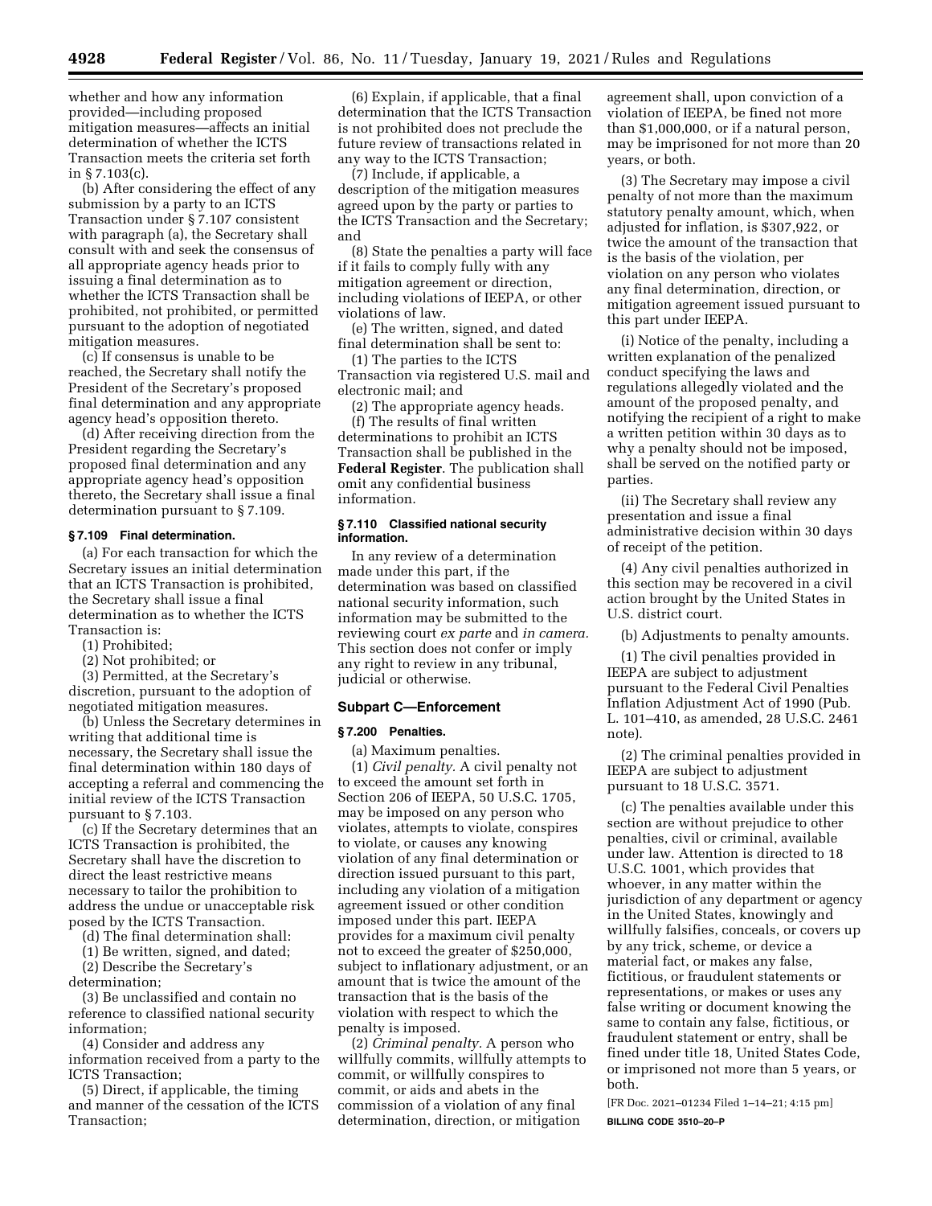whether and how any information provided—including proposed mitigation measures—affects an initial determination of whether the ICTS Transaction meets the criteria set forth in § 7.103(c).

(b) After considering the effect of any submission by a party to an ICTS Transaction under § 7.107 consistent with paragraph (a), the Secretary shall consult with and seek the consensus of all appropriate agency heads prior to issuing a final determination as to whether the ICTS Transaction shall be prohibited, not prohibited, or permitted pursuant to the adoption of negotiated mitigation measures.

(c) If consensus is unable to be reached, the Secretary shall notify the President of the Secretary's proposed final determination and any appropriate agency head's opposition thereto.

(d) After receiving direction from the President regarding the Secretary's proposed final determination and any appropriate agency head's opposition thereto, the Secretary shall issue a final determination pursuant to § 7.109.

### § 7.109 Final determination.

(a) For each transaction for which the Secretary issues an initial determination that an ICTS Transaction is prohibited, the Secretary shall issue a final determination as to whether the ICTS Transaction is:

(1) Prohibited;

(2) Not prohibited; or

(3) Permitted, at the Secretary's discretion, pursuant to the adoption of negotiated mitigation measures.

(b) Unless the Secretary determines in writing that additional time is necessary, the Secretary shall issue the final determination within 180 days of accepting a referral and commencing the initial review of the ICTS Transaction pursuant to § 7.103.

(c) If the Secretary determines that an ICTS Transaction is prohibited, the Secretary shall have the discretion to direct the least restrictive means necessary to tailor the prohibition to address the undue or unacceptable risk posed by the ICTS Transaction.

(d) The final determination shall:

(1) Be written, signed, and dated;

(2) Describe the Secretary's determination;

(3) Be unclassified and contain no reference to classified national security information;

(4) Consider and address any information received from a party to the ICTS Transaction;

(5) Direct, if applicable, the timing and manner of the cessation of the ICTS Transaction;

(6) Explain, if applicable, that a final determination that the ICTS Transaction is not prohibited does not preclude the future review of transactions related in any way to the ICTS Transaction;

(7) Include, if applicable, a description of the mitigation measures agreed upon by the party or parties to the ICTS Transaction and the Secretary; and

(8) State the penalties a party will face if it fails to comply fully with any mitigation agreement or direction, including violations of IEEPA, or other violations of law.

(e) The written, signed, and dated final determination shall be sent to:

(1) The parties to the ICTS Transaction via registered U.S. mail and electronic mail; and

(2) The appropriate agency heads.

(f) The results of final written determinations to prohibit an ICTS Transaction shall be published in the **Federal Register**. The publication shall omit any confidential business information.

### § 7.110 Classified national security information.

In any review of a determination made under this part, if the determination was based on classified national security information, such information may be submitted to the reviewing court *ex parte* and *in camera.* This section does not confer or imply any right to review in any tribunal, judicial or otherwise.

## Subpart C—Enforcement

### § 7.200 Penalties.

(a) Maximum penalties.

(1) *Civil penalty.* A civil penalty not to exceed the amount set forth in Section 206 of IEEPA, 50 U.S.C. 1705, may be imposed on any person who violates, attempts to violate, conspires to violate, or causes any knowing violation of any final determination or direction issued pursuant to this part, including any violation of a mitigation agreement issued or other condition imposed under this part. IEEPA provides for a maximum civil penalty not to exceed the greater of $250,000, subject to inflationary adjustment, or an amount that is twice the amount of the transaction that is the basis of the violation with respect to which the penalty is imposed.

(2) *Criminal penalty.* A person who willfully commits, willfully attempts to commit, or willfully conspires to commit, or aids and abets in the commission of a violation of any final determination, direction, or mitigation agreement shall, upon conviction of a violation of IEEPA, be fined not more than $1,000,000, or if a natural person, may be imprisoned for not more than 20 years, or both.

(3) The Secretary may impose a civil penalty of not more than the maximum statutory penalty amount, which, when adjusted for inflation, is $307,922, or twice the amount of the transaction that is the basis of the violation, per violation on any person who violates any final determination, direction, or mitigation agreement issued pursuant to this part under IEEPA.

(i) Notice of the penalty, including a written explanation of the penalized conduct specifying the laws and regulations allegedly violated and the amount of the proposed penalty, and notifying the recipient of a right to make a written petition within 30 days as to why a penalty should not be imposed, shall be served on the notified party or parties.

(ii) The Secretary shall review any presentation and issue a final administrative decision within 30 days of receipt of the petition.

(4) Any civil penalties authorized in this section may be recovered in a civil action brought by the United States in U.S. district court.

(b) Adjustments to penalty amounts.

(1) The civil penalties provided in IEEPA are subject to adjustment pursuant to the Federal Civil Penalties Inflation Adjustment Act of 1990 (Pub. L. 101–410, as amended, 28 U.S.C. 2461 note).

(2) The criminal penalties provided in IEEPA are subject to adjustment pursuant to 18 U.S.C. 3571.

(c) The penalties available under this section are without prejudice to other penalties, civil or criminal, available under law. Attention is directed to 18 U.S.C. 1001, which provides that whoever, in any matter within the jurisdiction of any department or agency in the United States, knowingly and willfully falsifies, conceals, or covers up by any trick, scheme, or device a material fact, or makes any false, fictitious, or fraudulent statements or representations, or makes or uses any false writing or document knowing the same to contain any false, fictitious, or fraudulent statement or entry, shall be fined under title 18, United States Code, or imprisoned not more than 5 years, or both.

[FR Doc. 2021–01234 Filed 1–14–21; 4:15 pm]

**BILLING CODE 3510–20–P**